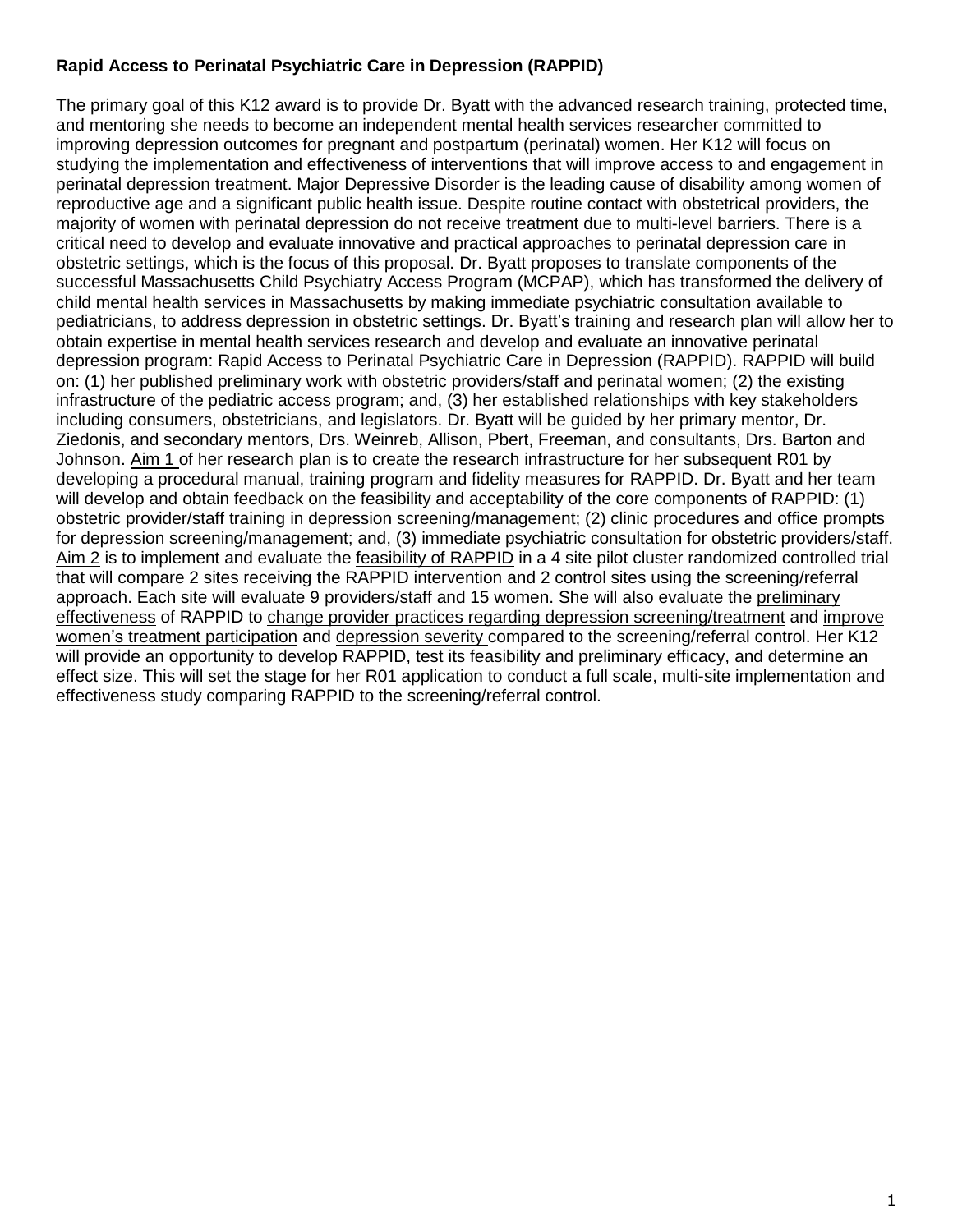**Rapid Access to Perinatal Psychiatric Care in Depression (RAPPID)**

The primary goal of this K12 award is to provide Dr. Byatt with the advanced research training, protected time, and mentoring she needs to become an independent mental health services researcher committed to improving depression outcomes for pregnant and postpartum (perinatal) women. Her K12 will focus on studying the implementation and effectiveness of interventions that will improve access to and engagement in perinatal depression treatment. Major Depressive Disorder is the leading cause of disability among women of reproductive age and a significant public health issue. Despite routine contact with obstetrical providers, the majority of women with perinatal depression do not receive treatment due to multi-level barriers. There is a critical need to develop and evaluate innovative and practical approaches to perinatal depression care in obstetric settings, which is the focus of this proposal. Dr. Byatt proposes to translate components of the successful Massachusetts Child Psychiatry Access Program (MCPAP), which has transformed the delivery of child mental health services in Massachusetts by making immediate psychiatric consultation available to pediatricians, to address depression in obstetric settings. Dr. Byatt's training and research plan will allow her to obtain expertise in mental health services research and develop and evaluate an innovative perinatal depression program: Rapid Access to Perinatal Psychiatric Care in Depression (RAPPID). RAPPID will build on: (1) her published preliminary work with obstetric providers/staff and perinatal women; (2) the existing infrastructure of the pediatric access program; and, (3) her established relationships with key stakeholders including consumers, obstetricians, and legislators. Dr. Byatt will be guided by her primary mentor, Dr. Ziedonis, and secondary mentors, Drs. Weinreb, Allison, Pbert, Freeman, and consultants, Drs. Barton and Johnson. <u>Aim 1</u> of her research plan is to create the research infrastructure for her subsequent R01 by developing a procedural manual, training program and fidelity measures for RAPPID. Dr. Byatt and her team will develop and obtain feedback on the feasibility and acceptability of the core components of RAPPID: (1) obstetric provider/staff training in depression screening/management; (2) clinic procedures and office prompts for depression screening/management; and, (3) immediate psychiatric consultation for obstetric providers/staff. <u>Aim 2</u> is to implement and evaluate the <u>feasibility of RAPPID</u> in a 4 site pilot cluster randomized controlled trial that will compare 2 sites receiving the RAPPID intervention and 2 control sites using the screening/referral approach. Each site will evaluate 9 providers/staff and 15 women. She will also evaluate the <u>preliminary effectiveness</u> of RAPPID to <u>change provider practices regarding depression screening/treatment</u> and <u>improve women's treatment participation</u> and <u>depression severity</u> compared to the screening/referral control. Her K12 will provide an opportunity to develop RAPPID, test its feasibility and preliminary efficacy, and determine an effect size. This will set the stage for her R01 application to conduct a full scale, multi-site implementation and effectiveness study comparing RAPPID to the screening/referral control.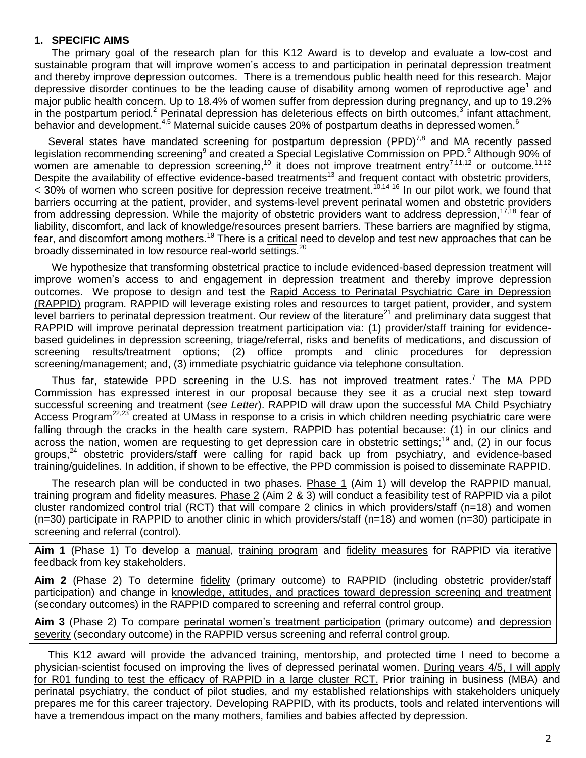## 1. SPECIFIC AIMS

The primary goal of the research plan for this K12 Award is to develop and evaluate a low-cost and sustainable program that will improve women's access to and participation in perinatal depression treatment and thereby improve depression outcomes. There is a tremendous public health need for this research. Major depressive disorder continues to be the leading cause of disability among women of reproductive age[1] and major public health concern. Up to 18.4% of women suffer from depression during pregnancy, and up to 19.2% in the postpartum period.[2] Perinatal depression has deleterious effects on birth outcomes,[3] infant attachment, behavior and development.[4,5] Maternal suicide causes 20% of postpartum deaths in depressed women.[6]

Several states have mandated screening for postpartum depression (PPD)[7,8] and MA recently passed legislation recommending screening[9] and created a Special Legislative Commission on PPD.[9] Although 90% of women are amenable to depression screening,[10] it does not improve treatment entry[7,11,12] or outcome.[11,12] Despite the availability of effective evidence-based treatments[13] and frequent contact with obstetric providers, < 30% of women who screen positive for depression receive treatment.[10,14-16] In our pilot work, we found that barriers occurring at the patient, provider, and systems-level prevent perinatal women and obstetric providers from addressing depression. While the majority of obstetric providers want to address depression,[17,18] fear of liability, discomfort, and lack of knowledge/resources present barriers. These barriers are magnified by stigma, fear, and discomfort among mothers.[19] There is a critical need to develop and test new approaches that can be broadly disseminated in low resource real-world settings.[20]

We hypothesize that transforming obstetrical practice to include evidenced-based depression treatment will improve women's access to and engagement in depression treatment and thereby improve depression outcomes. We propose to design and test the Rapid Access to Perinatal Psychiatric Care in Depression (RAPPID) program. RAPPID will leverage existing roles and resources to target patient, provider, and system level barriers to perinatal depression treatment. Our review of the literature[21] and preliminary data suggest that RAPPID will improve perinatal depression treatment participation via: (1) provider/staff training for evidence-based guidelines in depression screening, triage/referral, risks and benefits of medications, and discussion of screening results/treatment options; (2) office prompts and clinic procedures for depression screening/management; and, (3) immediate psychiatric guidance via telephone consultation.

Thus far, statewide PPD screening in the U.S. has not improved treatment rates.[7] The MA PPD Commission has expressed interest in our proposal because they see it as a crucial next step toward successful screening and treatment (*see Letter*). RAPPID will draw upon the successful MA Child Psychiatry Access Program[22,23] created at UMass in response to a crisis in which children needing psychiatric care were falling through the cracks in the health care system. RAPPID has potential because: (1) in our clinics and across the nation, women are requesting to get depression care in obstetric settings;[19] and, (2) in our focus groups,[24] obstetric providers/staff were calling for rapid back up from psychiatry, and evidence-based training/guidelines. In addition, if shown to be effective, the PPD commission is poised to disseminate RAPPID.

The research plan will be conducted in two phases. Phase 1 (Aim 1) will develop the RAPPID manual, training program and fidelity measures. Phase 2 (Aim 2 & 3) will conduct a feasibility test of RAPPID via a pilot cluster randomized control trial (RCT) that will compare 2 clinics in which providers/staff (n=18) and women (n=30) participate in RAPPID to another clinic in which providers/staff (n=18) and women (n=30) participate in screening and referral (control).

**Aim 1** (Phase 1) To develop a manual, training program and fidelity measures for RAPPID via iterative feedback from key stakeholders.

**Aim 2** (Phase 2) To determine fidelity (primary outcome) to RAPPID (including obstetric provider/staff participation) and change in knowledge, attitudes, and practices toward depression screening and treatment (secondary outcomes) in the RAPPID compared to screening and referral control group.

**Aim 3** (Phase 2) To compare perinatal women's treatment participation (primary outcome) and depression severity (secondary outcome) in the RAPPID versus screening and referral control group.

This K12 award will provide the advanced training, mentorship, and protected time I need to become a physician-scientist focused on improving the lives of depressed perinatal women. During years 4/5, I will apply for R01 funding to test the efficacy of RAPPID in a large cluster RCT. Prior training in business (MBA) and perinatal psychiatry, the conduct of pilot studies, and my established relationships with stakeholders uniquely prepares me for this career trajectory. Developing RAPPID, with its products, tools and related interventions will have a tremendous impact on the many mothers, families and babies affected by depression.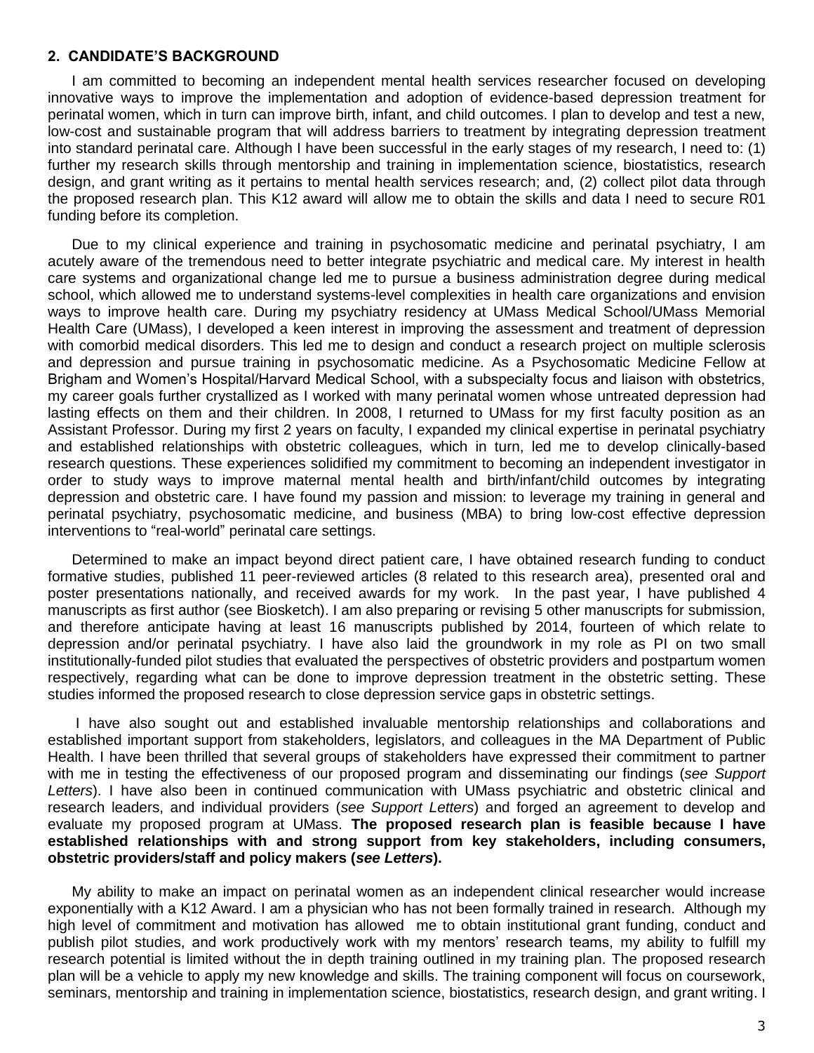## 2. CANDIDATE'S BACKGROUND

I am committed to becoming an independent mental health services researcher focused on developing innovative ways to improve the implementation and adoption of evidence-based depression treatment for perinatal women, which in turn can improve birth, infant, and child outcomes. I plan to develop and test a new, low-cost and sustainable program that will address barriers to treatment by integrating depression treatment into standard perinatal care. Although I have been successful in the early stages of my research, I need to: (1) further my research skills through mentorship and training in implementation science, biostatistics, research design, and grant writing as it pertains to mental health services research; and, (2) collect pilot data through the proposed research plan. This K12 award will allow me to obtain the skills and data I need to secure R01 funding before its completion.

Due to my clinical experience and training in psychosomatic medicine and perinatal psychiatry, I am acutely aware of the tremendous need to better integrate psychiatric and medical care. My interest in health care systems and organizational change led me to pursue a business administration degree during medical school, which allowed me to understand systems-level complexities in health care organizations and envision ways to improve health care. During my psychiatry residency at UMass Medical School/UMass Memorial Health Care (UMass), I developed a keen interest in improving the assessment and treatment of depression with comorbid medical disorders. This led me to design and conduct a research project on multiple sclerosis and depression and pursue training in psychosomatic medicine. As a Psychosomatic Medicine Fellow at Brigham and Women's Hospital/Harvard Medical School, with a subspecialty focus and liaison with obstetrics, my career goals further crystallized as I worked with many perinatal women whose untreated depression had lasting effects on them and their children. In 2008, I returned to UMass for my first faculty position as an Assistant Professor. During my first 2 years on faculty, I expanded my clinical expertise in perinatal psychiatry and established relationships with obstetric colleagues, which in turn, led me to develop clinically-based research questions. These experiences solidified my commitment to becoming an independent investigator in order to study ways to improve maternal mental health and birth/infant/child outcomes by integrating depression and obstetric care. I have found my passion and mission: to leverage my training in general and perinatal psychiatry, psychosomatic medicine, and business (MBA) to bring low-cost effective depression interventions to "real-world" perinatal care settings.

Determined to make an impact beyond direct patient care, I have obtained research funding to conduct formative studies, published 11 peer-reviewed articles (8 related to this research area), presented oral and poster presentations nationally, and received awards for my work. In the past year, I have published 4 manuscripts as first author (see Biosketch). I am also preparing or revising 5 other manuscripts for submission, and therefore anticipate having at least 16 manuscripts published by 2014, fourteen of which relate to depression and/or perinatal psychiatry. I have also laid the groundwork in my role as PI on two small institutionally-funded pilot studies that evaluated the perspectives of obstetric providers and postpartum women respectively, regarding what can be done to improve depression treatment in the obstetric setting. These studies informed the proposed research to close depression service gaps in obstetric settings.

I have also sought out and established invaluable mentorship relationships and collaborations and established important support from stakeholders, legislators, and colleagues in the MA Department of Public Health. I have been thrilled that several groups of stakeholders have expressed their commitment to partner with me in testing the effectiveness of our proposed program and disseminating our findings (*see Support Letters*). I have also been in continued communication with UMass psychiatric and obstetric clinical and research leaders, and individual providers (*see Support Letters*) and forged an agreement to develop and evaluate my proposed program at UMass. **The proposed research plan is feasible because I have established relationships with and strong support from key stakeholders, including consumers, obstetric providers/staff and policy makers (*see Letters*).**

My ability to make an impact on perinatal women as an independent clinical researcher would increase exponentially with a K12 Award. I am a physician who has not been formally trained in research. Although my high level of commitment and motivation has allowed me to obtain institutional grant funding, conduct and publish pilot studies, and work productively work with my mentors' research teams, my ability to fulfill my research potential is limited without the in depth training outlined in my training plan. The proposed research plan will be a vehicle to apply my new knowledge and skills. The training component will focus on coursework, seminars, mentorship and training in implementation science, biostatistics, research design, and grant writing. I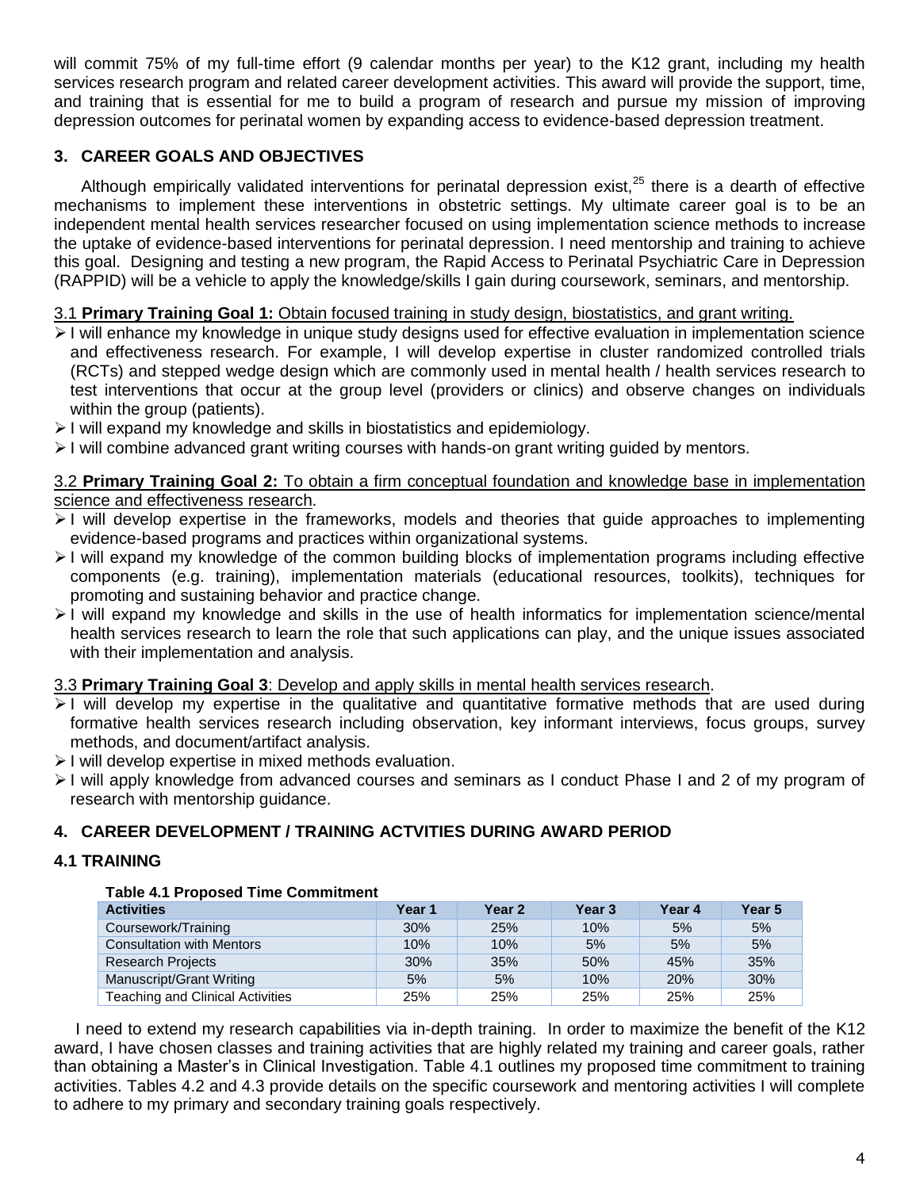will commit 75% of my full-time effort (9 calendar months per year) to the K12 grant, including my health services research program and related career development activities. This award will provide the support, time, and training that is essential for me to build a program of research and pursue my mission of improving depression outcomes for perinatal women by expanding access to evidence-based depression treatment.

## 3. CAREER GOALS AND OBJECTIVES

Although empirically validated interventions for perinatal depression exist,[25] there is a dearth of effective mechanisms to implement these interventions in obstetric settings. My ultimate career goal is to be an independent mental health services researcher focused on using implementation science methods to increase the uptake of evidence-based interventions for perinatal depression. I need mentorship and training to achieve this goal. Designing and testing a new program, the Rapid Access to Perinatal Psychiatric Care in Depression (RAPPID) will be a vehicle to apply the knowledge/skills I gain during coursework, seminars, and mentorship.

3.1 **Primary Training Goal 1:** Obtain focused training in study design, biostatistics, and grant writing.

- I will enhance my knowledge in unique study designs used for effective evaluation in implementation science and effectiveness research. For example, I will develop expertise in cluster randomized controlled trials (RCTs) and stepped wedge design which are commonly used in mental health / health services research to test interventions that occur at the group level (providers or clinics) and observe changes on individuals within the group (patients).
- I will expand my knowledge and skills in biostatistics and epidemiology.
- I will combine advanced grant writing courses with hands-on grant writing guided by mentors.

3.2 **Primary Training Goal 2:** To obtain a firm conceptual foundation and knowledge base in implementation science and effectiveness research.

- I will develop expertise in the frameworks, models and theories that guide approaches to implementing evidence-based programs and practices within organizational systems.
- I will expand my knowledge of the common building blocks of implementation programs including effective components (e.g. training), implementation materials (educational resources, toolkits), techniques for promoting and sustaining behavior and practice change.
- I will expand my knowledge and skills in the use of health informatics for implementation science/mental health services research to learn the role that such applications can play, and the unique issues associated with their implementation and analysis.

3.3 **Primary Training Goal 3**: Develop and apply skills in mental health services research.

- I will develop my expertise in the qualitative and quantitative formative methods that are used during formative health services research including observation, key informant interviews, focus groups, survey methods, and document/artifact analysis.
- I will develop expertise in mixed methods evaluation.
- I will apply knowledge from advanced courses and seminars as I conduct Phase I and 2 of my program of research with mentorship guidance.

## 4. CAREER DEVELOPMENT / TRAINING ACTVITIES DURING AWARD PERIOD

### 4.1 TRAINING

**Table 4.1 Proposed Time Commitment**

| Activities | Year 1 | Year 2 | Year 3 | Year 4 | Year 5 |
|---|---|---|---|---|---|
| Coursework/Training | 30% | 25% | 10% | 5% | 5% |
| Consultation with Mentors | 10% | 10% | 5% | 5% | 5% |
| Research Projects | 30% | 35% | 50% | 45% | 35% |
| Manuscript/Grant Writing | 5% | 5% | 10% | 20% | 30% |
| Teaching and Clinical Activities | 25% | 25% | 25% | 25% | 25% |

I need to extend my research capabilities via in-depth training. In order to maximize the benefit of the K12 award, I have chosen classes and training activities that are highly related my training and career goals, rather than obtaining a Master's in Clinical Investigation. Table 4.1 outlines my proposed time commitment to training activities. Tables 4.2 and 4.3 provide details on the specific coursework and mentoring activities I will complete to adhere to my primary and secondary training goals respectively.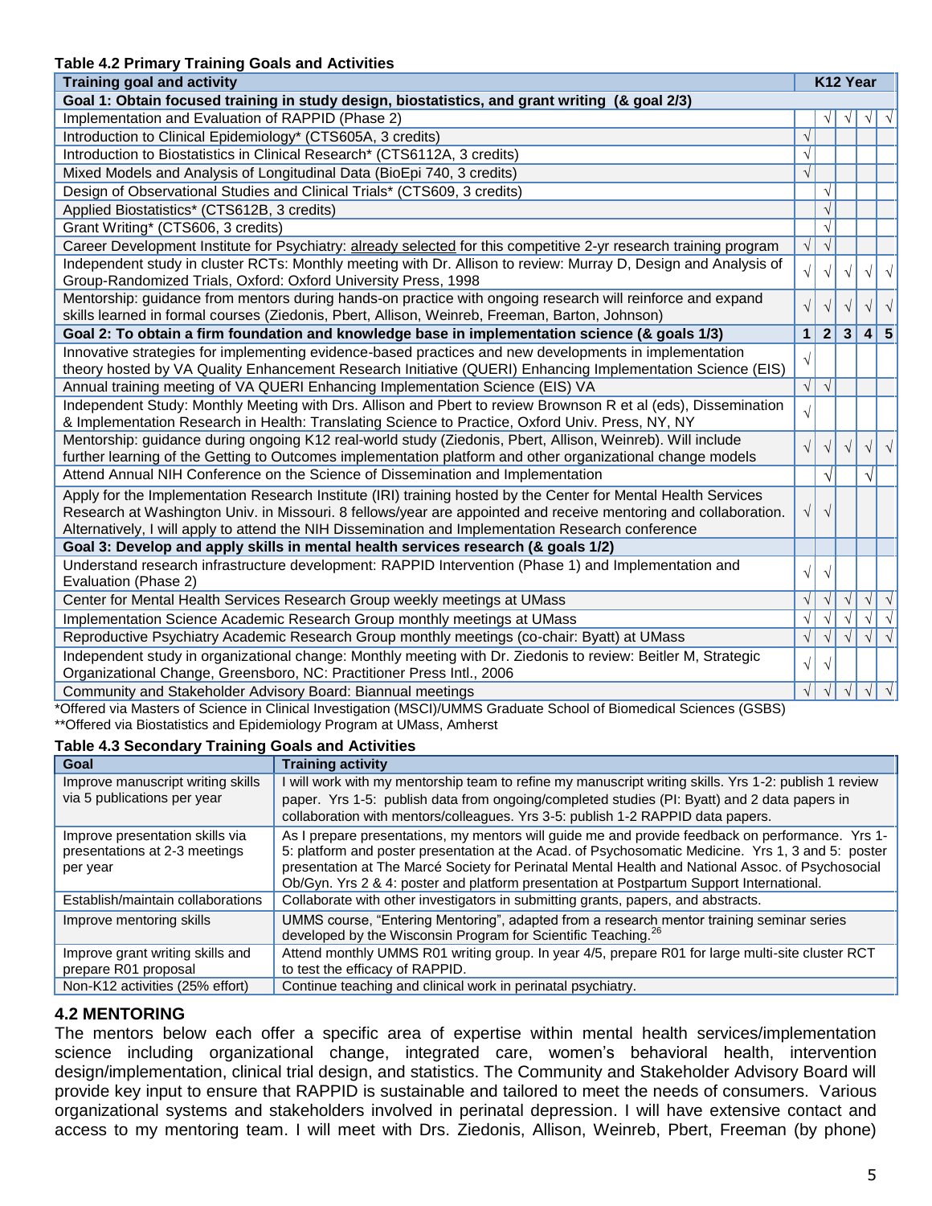**Table 4.2 Primary Training Goals and Activities**

| Training goal and activity | K12 Year | | | | |
|---|---|---|---|---|---|
| **Goal 1: Obtain focused training in study design, biostatistics, and grant writing (& goal 2/3)** | | | | | |
| Implementation and Evaluation of RAPPID (Phase 2) | | √ | √ | √ | √ |
| Introduction to Clinical Epidemiology* (CTS605A, 3 credits) | √ | | | | |
| Introduction to Biostatistics in Clinical Research* (CTS6112A, 3 credits) | √ | | | | |
| Mixed Models and Analysis of Longitudinal Data (BioEpi 740, 3 credits) | √ | | | | |
| Design of Observational Studies and Clinical Trials* (CTS609, 3 credits) | | √ | | | |
| Applied Biostatistics* (CTS612B, 3 credits) | | √ | | | |
| Grant Writing* (CTS606, 3 credits) | | √ | | | |
| Career Development Institute for Psychiatry: already selected for this competitive 2-yr research training program | √ | √ | | | |
| Independent study in cluster RCTs: Monthly meeting with Dr. Allison to review: Murray D, Design and Analysis of Group-Randomized Trials, Oxford: Oxford University Press, 1998 | √ | √ | √ | √ | √ |
| Mentorship: guidance from mentors during hands-on practice with ongoing research will reinforce and expand skills learned in formal courses (Ziedonis, Pbert, Allison, Weinreb, Freeman, Barton, Johnson) | √ | √ | √ | √ | √ |
| **Goal 2: To obtain a firm foundation and knowledge base in implementation science (& goals 1/3)** | **1** | **2** | **3** | **4** | **5** |
| Innovative strategies for implementing evidence-based practices and new developments in implementation theory hosted by VA Quality Enhancement Research Initiative (QUERI) Enhancing Implementation Science (EIS) | √ | | | | |
| Annual training meeting of VA QUERI Enhancing Implementation Science (EIS) VA | √ | √ | | | |
| Independent Study: Monthly Meeting with Drs. Allison and Pbert to review Brownson R et al (eds), Dissemination & Implementation Research in Health: Translating Science to Practice, Oxford Univ. Press, NY, NY | √ | | | | |
| Mentorship: guidance during ongoing K12 real-world study (Ziedonis, Pbert, Allison, Weinreb). Will include further learning of the Getting to Outcomes implementation platform and other organizational change models | √ | √ | √ | √ | √ |
| Attend Annual NIH Conference on the Science of Dissemination and Implementation | | √ | | √ | |
| Apply for the Implementation Research Institute (IRI) training hosted by the Center for Mental Health Services Research at Washington Univ. in Missouri. 8 fellows/year are appointed and receive mentoring and collaboration. Alternatively, I will apply to attend the NIH Dissemination and Implementation Research conference | √ | √ | | | |
| **Goal 3: Develop and apply skills in mental health services research (& goals 1/2)** | | | | | |
| Understand research infrastructure development: RAPPID Intervention (Phase 1) and Implementation and Evaluation (Phase 2) | √ | √ | | | |
| Center for Mental Health Services Research Group weekly meetings at UMass | √ | √ | √ | √ | √ |
| Implementation Science Academic Research Group monthly meetings at UMass | √ | √ | √ | √ | √ |
| Reproductive Psychiatry Academic Research Group monthly meetings (co-chair: Byatt) at UMass | √ | √ | √ | √ | √ |
| Independent study in organizational change: Monthly meeting with Dr. Ziedonis to review: Beitler M, Strategic Organizational Change, Greensboro, NC: Practitioner Press Intl., 2006 | √ | √ | | | |
| Community and Stakeholder Advisory Board: Biannual meetings | √ | √ | √ | √ | √ |

*Offered via Masters of Science in Clinical Investigation (MSCI)/UMMS Graduate School of Biomedical Sciences (GSBS)
**Offered via Biostatistics and Epidemiology Program at UMass, Amherst

**Table 4.3 Secondary Training Goals and Activities**

| Goal | Training activity |
|---|---|
| Improve manuscript writing skills via 5 publications per year | I will work with my mentorship team to refine my manuscript writing skills. Yrs 1-2: publish 1 review paper. Yrs 1-5: publish data from ongoing/completed studies (PI: Byatt) and 2 data papers in collaboration with mentors/colleagues. Yrs 3-5: publish 1-2 RAPPID data papers. |
| Improve presentation skills via presentations at 2-3 meetings per year | As I prepare presentations, my mentors will guide me and provide feedback on performance. Yrs 1-5: platform and poster presentation at the Acad. of Psychosomatic Medicine. Yrs 1, 3 and 5: poster presentation at The Marcé Society for Perinatal Mental Health and National Assoc. of Psychosocial Ob/Gyn. Yrs 2 & 4: poster and platform presentation at Postpartum Support International. |
| Establish/maintain collaborations | Collaborate with other investigators in submitting grants, papers, and abstracts. |
| Improve mentoring skills | UMMS course, "Entering Mentoring", adapted from a research mentor training seminar series developed by the Wisconsin Program for Scientific Teaching.[26] |
| Improve grant writing skills and prepare R01 proposal | Attend monthly UMMS R01 writing group. In year 4/5, prepare R01 for large multi-site cluster RCT to test the efficacy of RAPPID. |
| Non-K12 activities (25% effort) | Continue teaching and clinical work in perinatal psychiatry. |

## 4.2 MENTORING

The mentors below each offer a specific area of expertise within mental health services/implementation science including organizational change, integrated care, women's behavioral health, intervention design/implementation, clinical trial design, and statistics. The Community and Stakeholder Advisory Board will provide key input to ensure that RAPPID is sustainable and tailored to meet the needs of consumers. Various organizational systems and stakeholders involved in perinatal depression. I will have extensive contact and access to my mentoring team. I will meet with Drs. Ziedonis, Allison, Weinreb, Pbert, Freeman (by phone)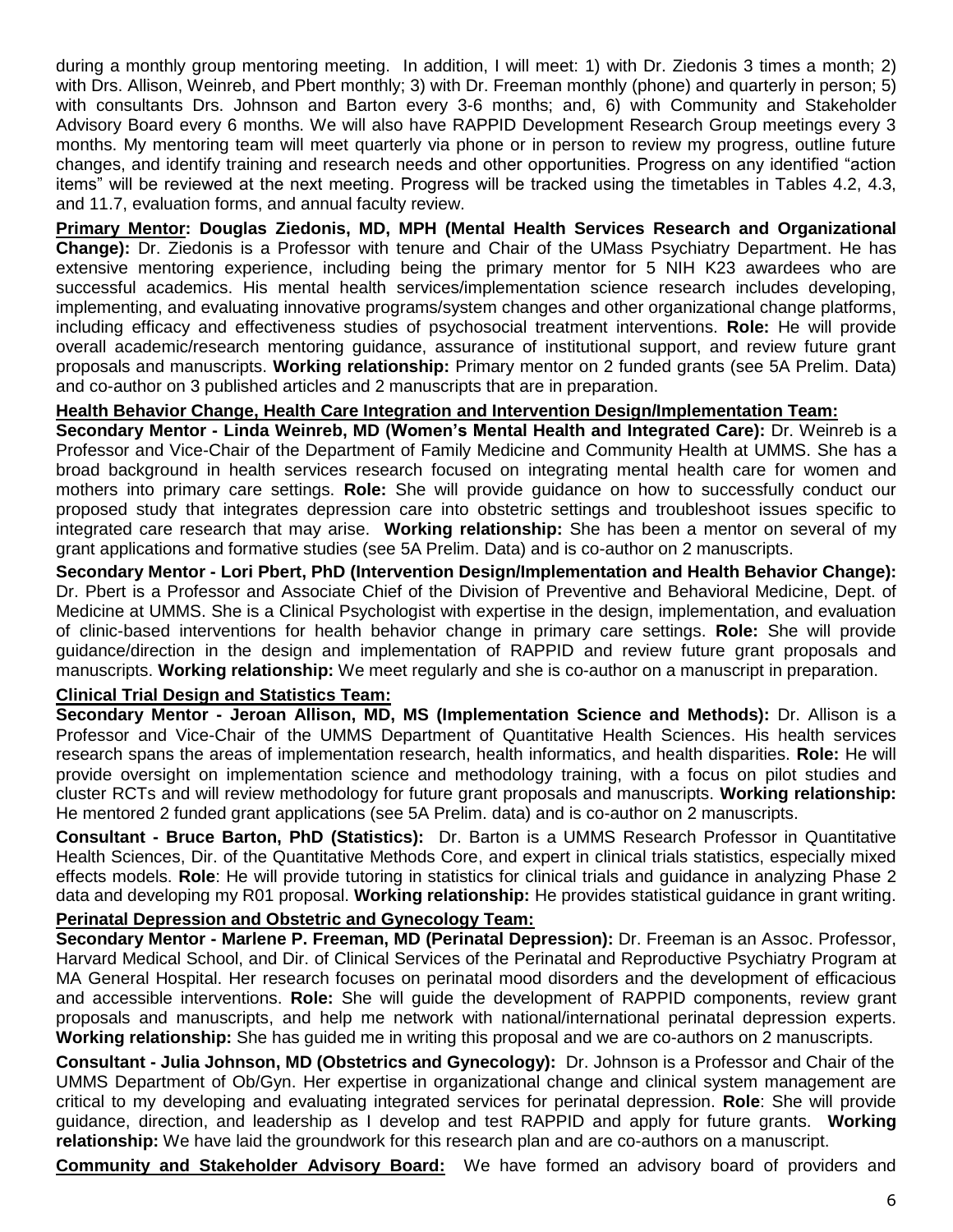during a monthly group mentoring meeting. In addition, I will meet: 1) with Dr. Ziedonis 3 times a month; 2) with Drs. Allison, Weinreb, and Pbert monthly; 3) with Dr. Freeman monthly (phone) and quarterly in person; 5) with consultants Drs. Johnson and Barton every 3-6 months; and, 6) with Community and Stakeholder Advisory Board every 6 months. We will also have RAPPID Development Research Group meetings every 3 months. My mentoring team will meet quarterly via phone or in person to review my progress, outline future changes, and identify training and research needs and other opportunities. Progress on any identified "action items" will be reviewed at the next meeting. Progress will be tracked using the timetables in Tables 4.2, 4.3, and 11.7, evaluation forms, and annual faculty review.

**Primary Mentor: Douglas Ziedonis, MD, MPH (Mental Health Services Research and Organizational Change):** Dr. Ziedonis is a Professor with tenure and Chair of the UMass Psychiatry Department. He has extensive mentoring experience, including being the primary mentor for 5 NIH K23 awardees who are successful academics. His mental health services/implementation science research includes developing, implementing, and evaluating innovative programs/system changes and other organizational change platforms, including efficacy and effectiveness studies of psychosocial treatment interventions. **Role:** He will provide overall academic/research mentoring guidance, assurance of institutional support, and review future grant proposals and manuscripts. **Working relationship:** Primary mentor on 2 funded grants (see 5A Prelim. Data) and co-author on 3 published articles and 2 manuscripts that are in preparation.

**Health Behavior Change, Health Care Integration and Intervention Design/Implementation Team:**

**Secondary Mentor - Linda Weinreb, MD (Women's Mental Health and Integrated Care):** Dr. Weinreb is a Professor and Vice-Chair of the Department of Family Medicine and Community Health at UMMS. She has a broad background in health services research focused on integrating mental health care for women and mothers into primary care settings. **Role:** She will provide guidance on how to successfully conduct our proposed study that integrates depression care into obstetric settings and troubleshoot issues specific to integrated care research that may arise. **Working relationship:** She has been a mentor on several of my grant applications and formative studies (see 5A Prelim. Data) and is co-author on 2 manuscripts.

**Secondary Mentor - Lori Pbert, PhD (Intervention Design/Implementation and Health Behavior Change):** Dr. Pbert is a Professor and Associate Chief of the Division of Preventive and Behavioral Medicine, Dept. of Medicine at UMMS. She is a Clinical Psychologist with expertise in the design, implementation, and evaluation of clinic-based interventions for health behavior change in primary care settings. **Role:** She will provide guidance/direction in the design and implementation of RAPPID and review future grant proposals and manuscripts. **Working relationship:** We meet regularly and she is co-author on a manuscript in preparation.

**Clinical Trial Design and Statistics Team:**

**Secondary Mentor - Jeroan Allison, MD, MS (Implementation Science and Methods):** Dr. Allison is a Professor and Vice-Chair of the UMMS Department of Quantitative Health Sciences. His health services research spans the areas of implementation research, health informatics, and health disparities. **Role:** He will provide oversight on implementation science and methodology training, with a focus on pilot studies and cluster RCTs and will review methodology for future grant proposals and manuscripts. **Working relationship:** He mentored 2 funded grant applications (see 5A Prelim. data) and is co-author on 2 manuscripts.

**Consultant - Bruce Barton, PhD (Statistics):** Dr. Barton is a UMMS Research Professor in Quantitative Health Sciences, Dir. of the Quantitative Methods Core, and expert in clinical trials statistics, especially mixed effects models. **Role**: He will provide tutoring in statistics for clinical trials and guidance in analyzing Phase 2 data and developing my R01 proposal. **Working relationship:** He provides statistical guidance in grant writing.

**Perinatal Depression and Obstetric and Gynecology Team:**

**Secondary Mentor - Marlene P. Freeman, MD (Perinatal Depression):** Dr. Freeman is an Assoc. Professor, Harvard Medical School, and Dir. of Clinical Services of the Perinatal and Reproductive Psychiatry Program at MA General Hospital. Her research focuses on perinatal mood disorders and the development of efficacious and accessible interventions. **Role:** She will guide the development of RAPPID components, review grant proposals and manuscripts, and help me network with national/international perinatal depression experts. **Working relationship:** She has guided me in writing this proposal and we are co-authors on 2 manuscripts.

**Consultant - Julia Johnson, MD (Obstetrics and Gynecology):** Dr. Johnson is a Professor and Chair of the UMMS Department of Ob/Gyn. Her expertise in organizational change and clinical system management are critical to my developing and evaluating integrated services for perinatal depression. **Role**: She will provide guidance, direction, and leadership as I develop and test RAPPID and apply for future grants. **Working relationship:** We have laid the groundwork for this research plan and are co-authors on a manuscript.

**Community and Stakeholder Advisory Board:** We have formed an advisory board of providers and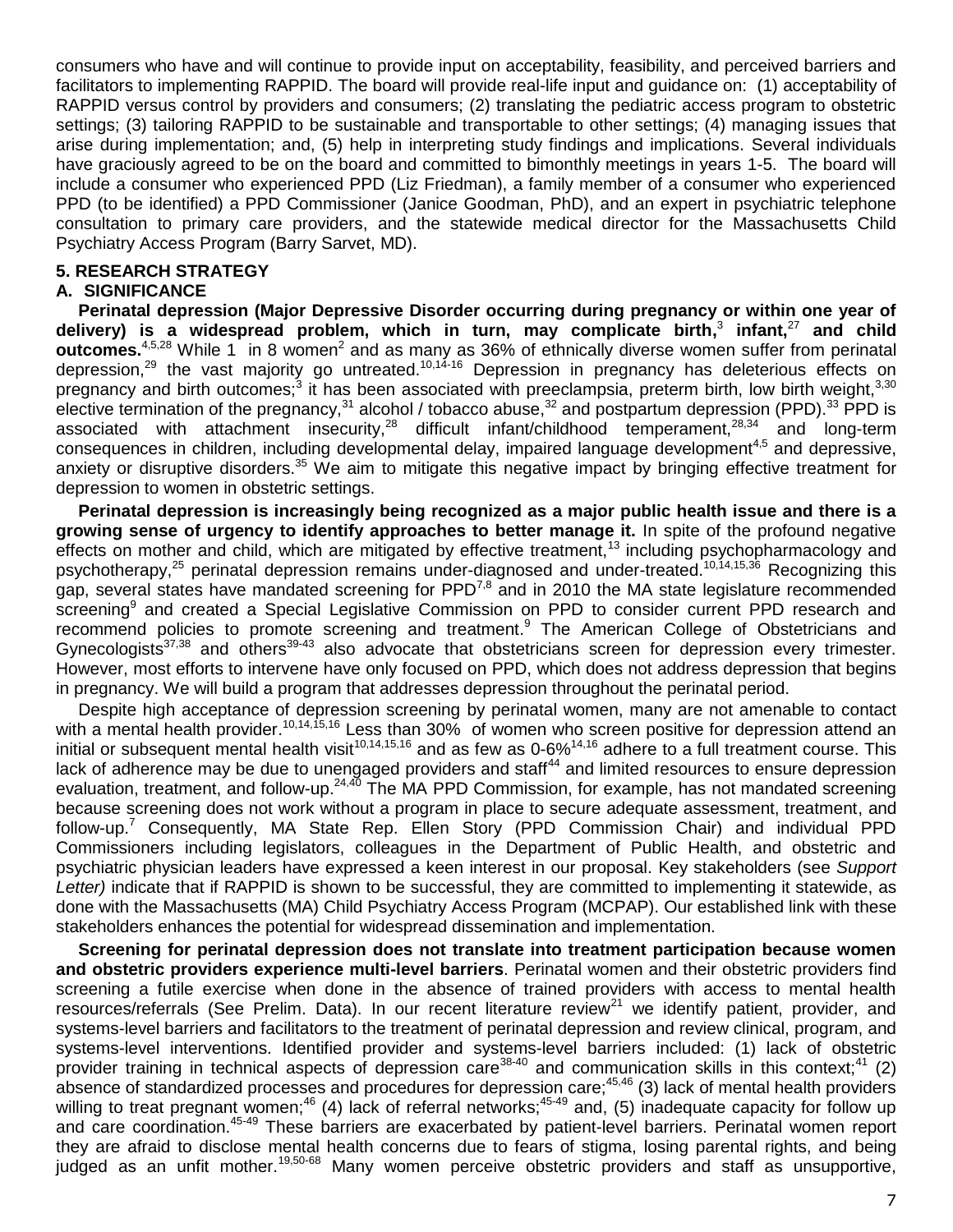consumers who have and will continue to provide input on acceptability, feasibility, and perceived barriers and facilitators to implementing RAPPID. The board will provide real-life input and guidance on: (1) acceptability of RAPPID versus control by providers and consumers; (2) translating the pediatric access program to obstetric settings; (3) tailoring RAPPID to be sustainable and transportable to other settings; (4) managing issues that arise during implementation; and, (5) help in interpreting study findings and implications. Several individuals have graciously agreed to be on the board and committed to bimonthly meetings in years 1-5. The board will include a consumer who experienced PPD (Liz Friedman), a family member of a consumer who experienced PPD (to be identified) a PPD Commissioner (Janice Goodman, PhD), and an expert in psychiatric telephone consultation to primary care providers, and the statewide medical director for the Massachusetts Child Psychiatry Access Program (Barry Sarvet, MD).

## 5. RESEARCH STRATEGY

### A. SIGNIFICANCE

**Perinatal depression (Major Depressive Disorder occurring during pregnancy or within one year of delivery) is a widespread problem, which in turn, may complicate birth,[3] infant,[27] and child outcomes.**[4,5,28] While 1 in 8 women[2] and as many as 36% of ethnically diverse women suffer from perinatal depression,[29] the vast majority go untreated.[10,14-16] Depression in pregnancy has deleterious effects on pregnancy and birth outcomes;[3] it has been associated with preeclampsia, preterm birth, low birth weight,[3,30] elective termination of the pregnancy,[31] alcohol / tobacco abuse,[32] and postpartum depression (PPD).[33] PPD is associated with attachment insecurity,[28] difficult infant/childhood temperament,[28,34] and long-term consequences in children, including developmental delay, impaired language development[4,5] and depressive, anxiety or disruptive disorders.[35] We aim to mitigate this negative impact by bringing effective treatment for depression to women in obstetric settings.

**Perinatal depression is increasingly being recognized as a major public health issue and there is a growing sense of urgency to identify approaches to better manage it.** In spite of the profound negative effects on mother and child, which are mitigated by effective treatment,[13] including psychopharmacology and psychotherapy,[25] perinatal depression remains under-diagnosed and under-treated.[10,14,15,36] Recognizing this gap, several states have mandated screening for PPD[7,8] and in 2010 the MA state legislature recommended screening[9] and created a Special Legislative Commission on PPD to consider current PPD research and recommend policies to promote screening and treatment.[9] The American College of Obstetricians and Gynecologists[37,38] and others[39-43] also advocate that obstetricians screen for depression every trimester. However, most efforts to intervene have only focused on PPD, which does not address depression that begins in pregnancy. We will build a program that addresses depression throughout the perinatal period.

Despite high acceptance of depression screening by perinatal women, many are not amenable to contact with a mental health provider.[10,14,15,16] Less than 30% of women who screen positive for depression attend an initial or subsequent mental health visit[10,14,15,16] and as few as 0-6%[14,16] adhere to a full treatment course. This lack of adherence may be due to unengaged providers and staff[44] and limited resources to ensure depression evaluation, treatment, and follow-up.[24,40] The MA PPD Commission, for example, has not mandated screening because screening does not work without a program in place to secure adequate assessment, treatment, and follow-up.[7] Consequently, MA State Rep. Ellen Story (PPD Commission Chair) and individual PPD Commissioners including legislators, colleagues in the Department of Public Health, and obstetric and psychiatric physician leaders have expressed a keen interest in our proposal. Key stakeholders (see *Support Letter)* indicate that if RAPPID is shown to be successful, they are committed to implementing it statewide, as done with the Massachusetts (MA) Child Psychiatry Access Program (MCPAP). Our established link with these stakeholders enhances the potential for widespread dissemination and implementation.

**Screening for perinatal depression does not translate into treatment participation because women and obstetric providers experience multi-level barriers**. Perinatal women and their obstetric providers find screening a futile exercise when done in the absence of trained providers with access to mental health resources/referrals (See Prelim. Data). In our recent literature review[21] we identify patient, provider, and systems-level barriers and facilitators to the treatment of perinatal depression and review clinical, program, and systems-level interventions. Identified provider and systems-level barriers included: (1) lack of obstetric provider training in technical aspects of depression care[38-40] and communication skills in this context;[41] (2) absence of standardized processes and procedures for depression care;[45,46] (3) lack of mental health providers willing to treat pregnant women;[46] (4) lack of referral networks;[45-49] and, (5) inadequate capacity for follow up and care coordination.[45-49] These barriers are exacerbated by patient-level barriers. Perinatal women report they are afraid to disclose mental health concerns due to fears of stigma, losing parental rights, and being judged as an unfit mother.[19,50-68] Many women perceive obstetric providers and staff as unsupportive,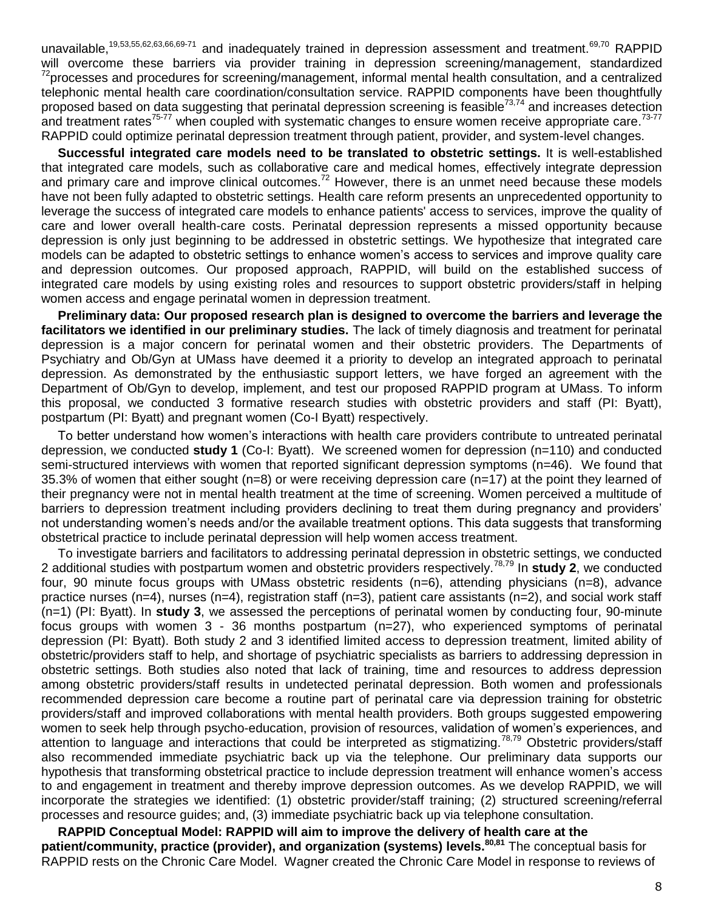unavailable,[19,53,55,62,63,66,69-71] and inadequately trained in depression assessment and treatment.[69,70] RAPPID will overcome these barriers via provider training in depression screening/management, standardized [72]processes and procedures for screening/management, informal mental health consultation, and a centralized telephonic mental health care coordination/consultation service. RAPPID components have been thoughtfully proposed based on data suggesting that perinatal depression screening is feasible[73,74] and increases detection and treatment rates[75-77] when coupled with systematic changes to ensure women receive appropriate care.[73-77] RAPPID could optimize perinatal depression treatment through patient, provider, and system-level changes.

**Successful integrated care models need to be translated to obstetric settings.** It is well-established that integrated care models, such as collaborative care and medical homes, effectively integrate depression and primary care and improve clinical outcomes.[72] However, there is an unmet need because these models have not been fully adapted to obstetric settings. Health care reform presents an unprecedented opportunity to leverage the success of integrated care models to enhance patients' access to services, improve the quality of care and lower overall health-care costs. Perinatal depression represents a missed opportunity because depression is only just beginning to be addressed in obstetric settings. We hypothesize that integrated care models can be adapted to obstetric settings to enhance women's access to services and improve quality care and depression outcomes. Our proposed approach, RAPPID, will build on the established success of integrated care models by using existing roles and resources to support obstetric providers/staff in helping women access and engage perinatal women in depression treatment.

**Preliminary data: Our proposed research plan is designed to overcome the barriers and leverage the facilitators we identified in our preliminary studies.** The lack of timely diagnosis and treatment for perinatal depression is a major concern for perinatal women and their obstetric providers. The Departments of Psychiatry and Ob/Gyn at UMass have deemed it a priority to develop an integrated approach to perinatal depression. As demonstrated by the enthusiastic support letters, we have forged an agreement with the Department of Ob/Gyn to develop, implement, and test our proposed RAPPID program at UMass. To inform this proposal, we conducted 3 formative research studies with obstetric providers and staff (PI: Byatt), postpartum (PI: Byatt) and pregnant women (Co-I Byatt) respectively.

To better understand how women's interactions with health care providers contribute to untreated perinatal depression, we conducted **study 1** (Co-I: Byatt). We screened women for depression (n=110) and conducted semi-structured interviews with women that reported significant depression symptoms (n=46). We found that 35.3% of women that either sought (n=8) or were receiving depression care (n=17) at the point they learned of their pregnancy were not in mental health treatment at the time of screening. Women perceived a multitude of barriers to depression treatment including providers declining to treat them during pregnancy and providers' not understanding women's needs and/or the available treatment options. This data suggests that transforming obstetrical practice to include perinatal depression will help women access treatment.

To investigate barriers and facilitators to addressing perinatal depression in obstetric settings, we conducted 2 additional studies with postpartum women and obstetric providers respectively.[78,79] In **study 2**, we conducted four, 90 minute focus groups with UMass obstetric residents (n=6), attending physicians (n=8), advance practice nurses (n=4), nurses (n=4), registration staff (n=3), patient care assistants (n=2), and social work staff (n=1) (PI: Byatt). In **study 3**, we assessed the perceptions of perinatal women by conducting four, 90-minute focus groups with women 3 - 36 months postpartum (n=27), who experienced symptoms of perinatal depression (PI: Byatt). Both study 2 and 3 identified limited access to depression treatment, limited ability of obstetric/providers staff to help, and shortage of psychiatric specialists as barriers to addressing depression in obstetric settings. Both studies also noted that lack of training, time and resources to address depression among obstetric providers/staff results in undetected perinatal depression. Both women and professionals recommended depression care become a routine part of perinatal care via depression training for obstetric providers/staff and improved collaborations with mental health providers. Both groups suggested empowering women to seek help through psycho-education, provision of resources, validation of women's experiences, and attention to language and interactions that could be interpreted as stigmatizing.[78,79] Obstetric providers/staff also recommended immediate psychiatric back up via the telephone. Our preliminary data supports our hypothesis that transforming obstetrical practice to include depression treatment will enhance women's access to and engagement in treatment and thereby improve depression outcomes. As we develop RAPPID, we will incorporate the strategies we identified: (1) obstetric provider/staff training; (2) structured screening/referral processes and resource guides; and, (3) immediate psychiatric back up via telephone consultation.

**RAPPID Conceptual Model: RAPPID will aim to improve the delivery of health care at the patient/community, practice (provider), and organization (systems) levels.[80,81]** The conceptual basis for RAPPID rests on the Chronic Care Model. Wagner created the Chronic Care Model in response to reviews of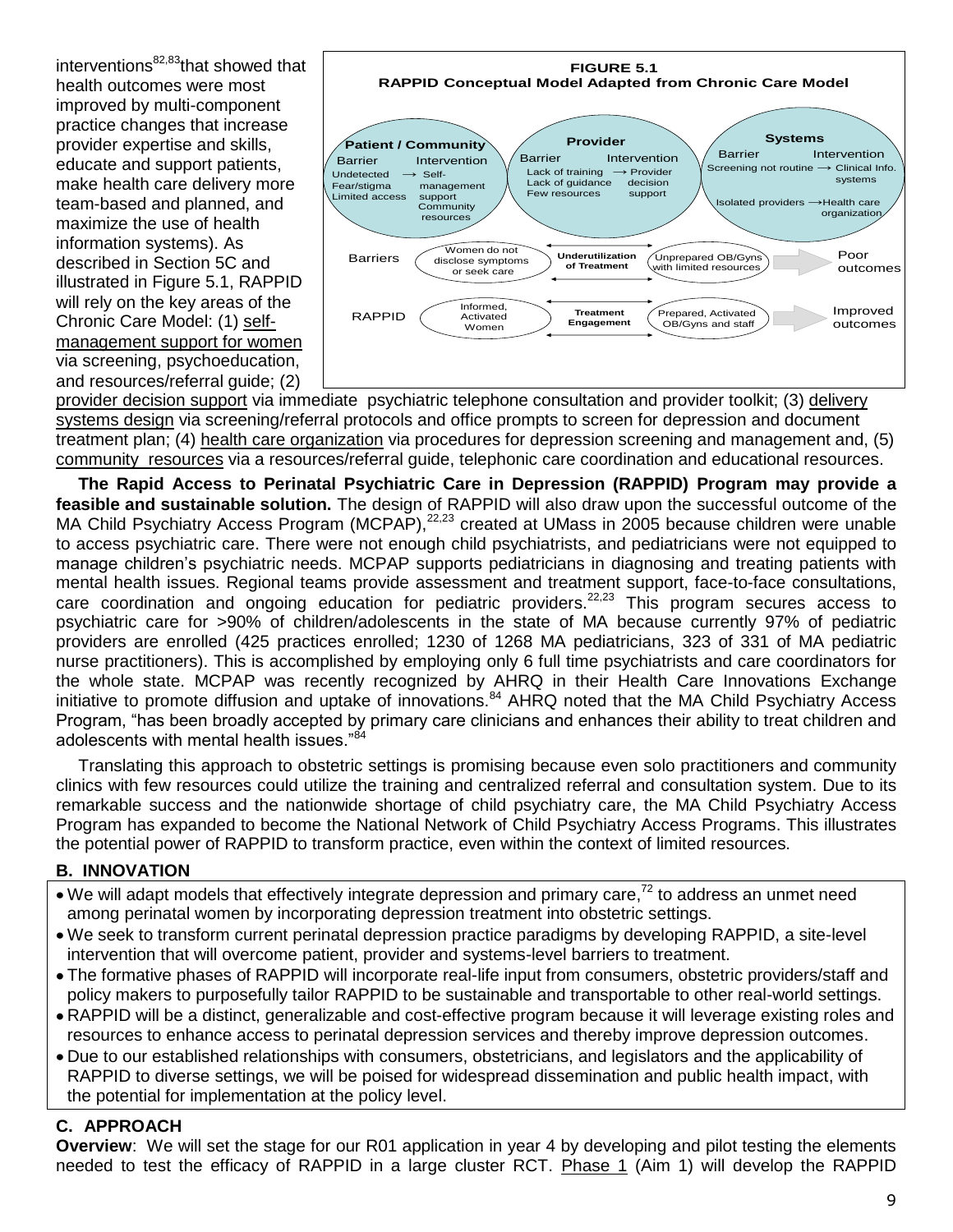interventions[82,83] that showed that health outcomes were most improved by multi-component practice changes that increase provider expertise and skills, educate and support patients, make health care delivery more team-based and planned, and maximize the use of health information systems). As described in Section 5C and illustrated in Figure 5.1, RAPPID will rely on the key areas of the Chronic Care Model: (1) self-management support for women via screening, psychoeducation, and resources/referral guide; (2) provider decision support via immediate psychiatric telephone consultation and provider toolkit; (3) delivery systems design via screening/referral protocols and office prompts to screen for depression and document treatment plan; (4) health care organization via procedures for depression screening and management and, (5) community resources via a resources/referral guide, telephonic care coordination and educational resources.

**FIGURE 5.1**
**RAPPID Conceptual Model Adapted from Chronic Care Model**

**Patient / Community**

| Barrier | Intervention |
|---|---|
| Undetected | → Self-management support |
| Fear/stigma | |
| Limited access | Community resources |

**Provider**

| Barrier | Intervention |
|---|---|
| Lack of training | → Provider decision support |
| Lack of guidance | |
| Few resources | |

**Systems**

| Barrier | Intervention |
|---|---|
| Screening not routine | → Clinical Info. systems |
| Isolated providers | → Health care organization |

| | | | | |
|---|---|---|---|---|
| Barriers | Women do not disclose symptoms or seek care | **Underutilization of Treatment** | Unprepared OB/Gyns with limited resources | Poor outcomes |
| RAPPID | Informed, Activated Women | **Treatment Engagement** | Prepared, Activated OB/Gyns and staff | Improved outcomes |

**The Rapid Access to Perinatal Psychiatric Care in Depression (RAPPID) Program may provide a feasible and sustainable solution.** The design of RAPPID will also draw upon the successful outcome of the MA Child Psychiatry Access Program (MCPAP),[22,23] created at UMass in 2005 because children were unable to access psychiatric care. There were not enough child psychiatrists, and pediatricians were not equipped to manage children's psychiatric needs. MCPAP supports pediatricians in diagnosing and treating patients with mental health issues. Regional teams provide assessment and treatment support, face-to-face consultations, care coordination and ongoing education for pediatric providers.[22,23] This program secures access to psychiatric care for >90% of children/adolescents in the state of MA because currently 97% of pediatric providers are enrolled (425 practices enrolled; 1230 of 1268 MA pediatricians, 323 of 331 of MA pediatric nurse practitioners). This is accomplished by employing only 6 full time psychiatrists and care coordinators for the whole state. MCPAP was recently recognized by AHRQ in their Health Care Innovations Exchange initiative to promote diffusion and uptake of innovations.[84] AHRQ noted that the MA Child Psychiatry Access Program, "has been broadly accepted by primary care clinicians and enhances their ability to treat children and adolescents with mental health issues."[84]

Translating this approach to obstetric settings is promising because even solo practitioners and community clinics with few resources could utilize the training and centralized referral and consultation system. Due to its remarkable success and the nationwide shortage of child psychiatry care, the MA Child Psychiatry Access Program has expanded to become the National Network of Child Psychiatry Access Programs. This illustrates the potential power of RAPPID to transform practice, even within the context of limited resources.

## B. INNOVATION

- We will adapt models that effectively integrate depression and primary care,[72] to address an unmet need among perinatal women by incorporating depression treatment into obstetric settings.
- We seek to transform current perinatal depression practice paradigms by developing RAPPID, a site-level intervention that will overcome patient, provider and systems-level barriers to treatment.
- The formative phases of RAPPID will incorporate real-life input from consumers, obstetric providers/staff and policy makers to purposefully tailor RAPPID to be sustainable and transportable to other real-world settings.
- RAPPID will be a distinct, generalizable and cost-effective program because it will leverage existing roles and resources to enhance access to perinatal depression services and thereby improve depression outcomes.
- Due to our established relationships with consumers, obstetricians, and legislators and the applicability of RAPPID to diverse settings, we will be poised for widespread dissemination and public health impact, with the potential for implementation at the policy level.

## C. APPROACH

**Overview**: We will set the stage for our R01 application in year 4 by developing and pilot testing the elements needed to test the efficacy of RAPPID in a large cluster RCT. Phase 1 (Aim 1) will develop the RAPPID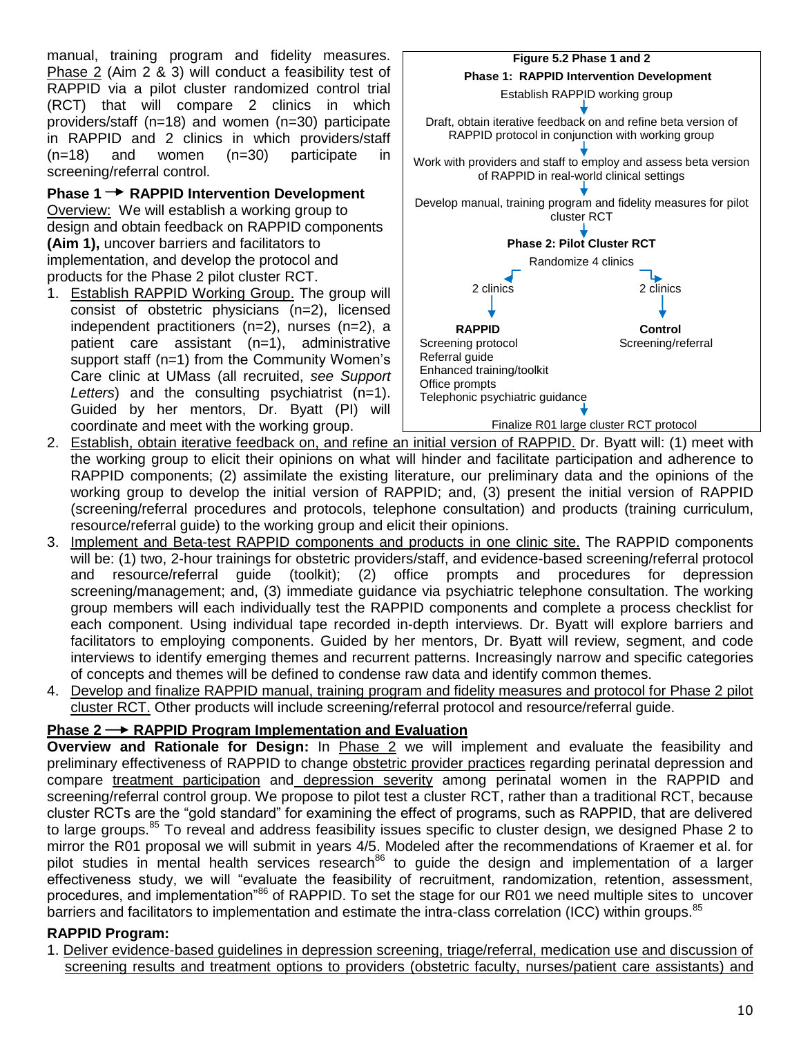manual, training program and fidelity measures. Phase 2 (Aim 2 & 3) will conduct a feasibility test of RAPPID via a pilot cluster randomized control trial (RCT) that will compare 2 clinics in which providers/staff (n=18) and women (n=30) participate in RAPPID and 2 clinics in which providers/staff (n=18) and women (n=30) participate in screening/referral control.

**Figure 5.2 Phase 1 and 2**

**Phase 1: RAPPID Intervention Development**

Establish RAPPID working group
↓
Draft, obtain iterative feedback on and refine beta version of RAPPID protocol in conjunction with working group
↓
Work with providers and staff to employ and assess beta version of RAPPID in real-world clinical settings
↓
Develop manual, training program and fidelity measures for pilot cluster RCT
↓
**Phase 2: Pilot Cluster RCT**

Randomize 4 clinics

| 2 clinics | 2 clinics |
|---|---|
| **RAPPID** | **Control** |
| Screening protocol<br>Referral guide<br>Enhanced training/toolkit<br>Office prompts<br>Telephonic psychiatric guidance | Screening/referral |

↓
Finalize R01 large cluster RCT protocol

## Phase 1 → RAPPID Intervention Development

Overview: We will establish a working group to design and obtain feedback on RAPPID components **(Aim 1),** uncover barriers and facilitators to implementation, and develop the protocol and products for the Phase 2 pilot cluster RCT.

1. Establish RAPPID Working Group. The group will consist of obstetric physicians (n=2), licensed independent practitioners (n=2), nurses (n=2), a patient care assistant (n=1), administrative support staff (n=1) from the Community Women's Care clinic at UMass (all recruited, *see Support Letters*) and the consulting psychiatrist (n=1). Guided by her mentors, Dr. Byatt (PI) will coordinate and meet with the working group.
2. Establish, obtain iterative feedback on, and refine an initial version of RAPPID. Dr. Byatt will: (1) meet with the working group to elicit their opinions on what will hinder and facilitate participation and adherence to RAPPID components; (2) assimilate the existing literature, our preliminary data and the opinions of the working group to develop the initial version of RAPPID; and, (3) present the initial version of RAPPID (screening/referral procedures and protocols, telephone consultation) and products (training curriculum, resource/referral guide) to the working group and elicit their opinions.
3. Implement and Beta-test RAPPID components and products in one clinic site. The RAPPID components will be: (1) two, 2-hour trainings for obstetric providers/staff, and evidence-based screening/referral protocol and resource/referral guide (toolkit); (2) office prompts and procedures for depression screening/management; and, (3) immediate guidance via psychiatric telephone consultation. The working group members will each individually test the RAPPID components and complete a process checklist for each component. Using individual tape recorded in-depth interviews. Dr. Byatt will explore barriers and facilitators to employing components. Guided by her mentors, Dr. Byatt will review, segment, and code interviews to identify emerging themes and recurrent patterns. Increasingly narrow and specific categories of concepts and themes will be defined to condense raw data and identify common themes.
4. Develop and finalize RAPPID manual, training program and fidelity measures and protocol for Phase 2 pilot cluster RCT. Other products will include screening/referral protocol and resource/referral guide.

## Phase 2 → RAPPID Program Implementation and Evaluation

**Overview and Rationale for Design:** In Phase 2 we will implement and evaluate the feasibility and preliminary effectiveness of RAPPID to change obstetric provider practices regarding perinatal depression and compare treatment participation and depression severity among perinatal women in the RAPPID and screening/referral control group. We propose to pilot test a cluster RCT, rather than a traditional RCT, because cluster RCTs are the "gold standard" for examining the effect of programs, such as RAPPID, that are delivered to large groups.[85] To reveal and address feasibility issues specific to cluster design, we designed Phase 2 to mirror the R01 proposal we will submit in years 4/5. Modeled after the recommendations of Kraemer et al. for pilot studies in mental health services research[86] to guide the design and implementation of a larger effectiveness study, we will "evaluate the feasibility of recruitment, randomization, retention, assessment, procedures, and implementation"[86] of RAPPID. To set the stage for our R01 we need multiple sites to uncover barriers and facilitators to implementation and estimate the intra-class correlation (ICC) within groups.[85]

**RAPPID Program:**

1. Deliver evidence-based guidelines in depression screening, triage/referral, medication use and discussion of screening results and treatment options to providers (obstetric faculty, nurses/patient care assistants) and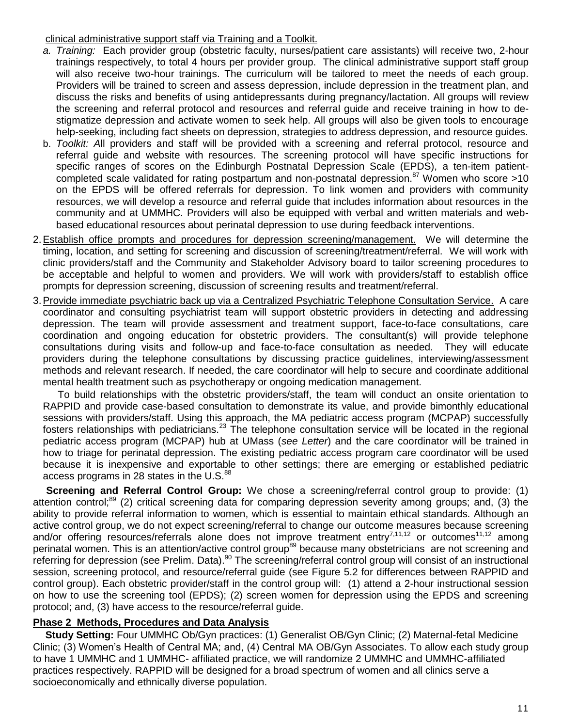clinical administrative support staff via Training and a Toolkit.

a. *Training:* Each provider group (obstetric faculty, nurses/patient care assistants) will receive two, 2-hour trainings respectively, to total 4 hours per provider group. The clinical administrative support staff group will also receive two-hour trainings. The curriculum will be tailored to meet the needs of each group. Providers will be trained to screen and assess depression, include depression in the treatment plan, and discuss the risks and benefits of using antidepressants during pregnancy/lactation. All groups will review the screening and referral protocol and resources and referral guide and receive training in how to de-stigmatize depression and activate women to seek help. All groups will also be given tools to encourage help-seeking, including fact sheets on depression, strategies to address depression, and resource guides.
b. *Toolkit: A*ll providers and staff will be provided with a screening and referral protocol, resource and referral guide and website with resources. The screening protocol will have specific instructions for specific ranges of scores on the Edinburgh Postnatal Depression Scale (EPDS), a ten-item patient-completed scale validated for rating postpartum and non-postnatal depression.[87] Women who score >10 on the EPDS will be offered referrals for depression. To link women and providers with community resources, we will develop a resource and referral guide that includes information about resources in the community and at UMMHC. Providers will also be equipped with verbal and written materials and web-based educational resources about perinatal depression to use during feedback interventions.

2. Establish office prompts and procedures for depression screening/management. We will determine the timing, location, and setting for screening and discussion of screening/treatment/referral. We will work with clinic providers/staff and the Community and Stakeholder Advisory board to tailor screening procedures to be acceptable and helpful to women and providers. We will work with providers/staff to establish office prompts for depression screening, discussion of screening results and treatment/referral.

3. Provide immediate psychiatric back up via a Centralized Psychiatric Telephone Consultation Service. A care coordinator and consulting psychiatrist team will support obstetric providers in detecting and addressing depression. The team will provide assessment and treatment support, face-to-face consultations, care coordination and ongoing education for obstetric providers. The consultant(s) will provide telephone consultations during visits and follow-up and face-to-face consultation as needed. They will educate providers during the telephone consultations by discussing practice guidelines, interviewing/assessment methods and relevant research. If needed, the care coordinator will help to secure and coordinate additional mental health treatment such as psychotherapy or ongoing medication management.

   To build relationships with the obstetric providers/staff, the team will conduct an onsite orientation to RAPPID and provide case-based consultation to demonstrate its value, and provide bimonthly educational sessions with providers/staff. Using this approach, the MA pediatric access program (MCPAP) successfully fosters relationships with pediatricians.[23] The telephone consultation service will be located in the regional pediatric access program (MCPAP) hub at UMass (*see Letter*) and the care coordinator will be trained in how to triage for perinatal depression. The existing pediatric access program care coordinator will be used because it is inexpensive and exportable to other settings; there are emerging or established pediatric access programs in 28 states in the U.S.[88]

**Screening and Referral Control Group:** We chose a screening/referral control group to provide: (1) attention control;[89] (2) critical screening data for comparing depression severity among groups; and, (3) the ability to provide referral information to women, which is essential to maintain ethical standards. Although an active control group, we do not expect screening/referral to change our outcome measures because screening and/or offering resources/referrals alone does not improve treatment entry[7,11,12] or outcomes[11,12] among perinatal women. This is an attention/active control group[89] because many obstetricians are not screening and referring for depression (see Prelim. Data).[90] The screening/referral control group will consist of an instructional session, screening protocol, and resource/referral guide (see Figure 5.2 for differences between RAPPID and control group). Each obstetric provider/staff in the control group will: (1) attend a 2-hour instructional session on how to use the screening tool (EPDS); (2) screen women for depression using the EPDS and screening protocol; and, (3) have access to the resource/referral guide.

**Phase 2 Methods, Procedures and Data Analysis**

**Study Setting:** Four UMMHC Ob/Gyn practices: (1) Generalist OB/Gyn Clinic; (2) Maternal-fetal Medicine Clinic; (3) Women's Health of Central MA; and, (4) Central MA OB/Gyn Associates. To allow each study group to have 1 UMMHC and 1 UMMHC- affiliated practice, we will randomize 2 UMMHC and UMMHC-affiliated practices respectively. RAPPID will be designed for a broad spectrum of women and all clinics serve a socioeconomically and ethnically diverse population.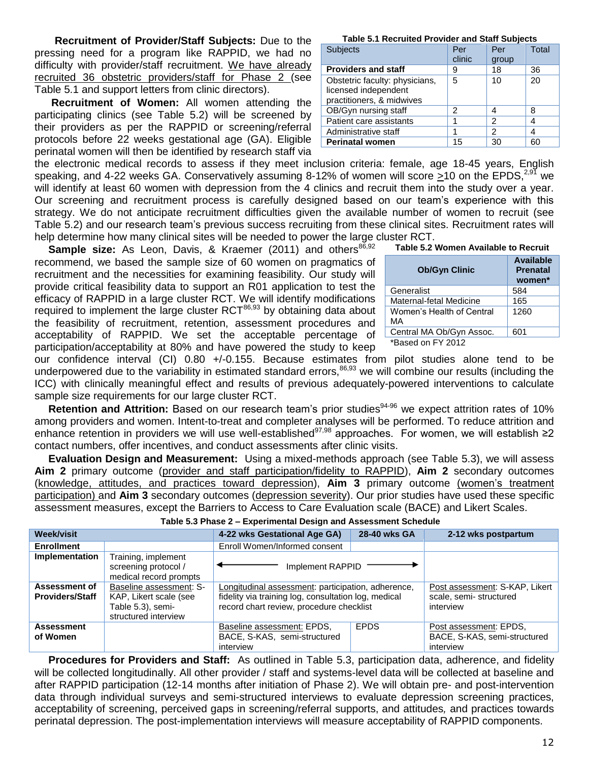**Recruitment of Provider/Staff Subjects:** Due to the pressing need for a program like RAPPID, we had no difficulty with provider/staff recruitment. We have already recruited 36 obstetric providers/staff for Phase 2 (see Table 5.1 and support letters from clinic directors).

**Table 5.1 Recruited Provider and Staff Subjects**

| Subjects | Per clinic | Per group | Total |
|---|---|---|---|
| **Providers and staff** | 9 | 18 | 36 |
| Obstetric faculty: physicians, licensed independent practitioners, & midwives | 5 | 10 | 20 |
| OB/Gyn nursing staff | 2 | 4 | 8 |
| Patient care assistants | 1 | 2 | 4 |
| Administrative staff | 1 | 2 | 4 |
| **Perinatal women** | 15 | 30 | 60 |

**Recruitment of Women:** All women attending the participating clinics (see Table 5.2) will be screened by their providers as per the RAPPID or screening/referral protocols before 22 weeks gestational age (GA). Eligible perinatal women will then be identified by research staff via the electronic medical records to assess if they meet inclusion criteria: female, age 18-45 years, English speaking, and 4-22 weeks GA. Conservatively assuming 8-12% of women will score $\geq$10 on the EPDS,[2,91] we will identify at least 60 women with depression from the 4 clinics and recruit them into the study over a year. Our screening and recruitment process is carefully designed based on our team's experience with this strategy. We do not anticipate recruitment difficulties given the available number of women to recruit (see Table 5.2) and our research team's previous success recruiting from these clinical sites. Recruitment rates will help determine how many clinical sites will be needed to power the large cluster RCT.

**Table 5.2 Women Available to Recruit**

| Ob/Gyn Clinic | Available Prenatal women* |
|---|---|
| Generalist | 584 |
| Maternal-fetal Medicine | 165 |
| Women's Health of Central MA | 1260 |
| Central MA Ob/Gyn Assoc. | 601 |

*Based on FY 2012

**Sample size:** As Leon, Davis, & Kraemer (2011) and others[86,92] recommend, we based the sample size of 60 women on pragmatics of recruitment and the necessities for examining feasibility. Our study will provide critical feasibility data to support an R01 application to test the efficacy of RAPPID in a large cluster RCT. We will identify modifications required to implement the large cluster RCT[86,93] by obtaining data about the feasibility of recruitment, retention, assessment procedures and acceptability of RAPPID. We set the acceptable percentage of participation/acceptability at 80% and have powered the study to keep our confidence interval (CI) 0.80 +/-0.155. Because estimates from pilot studies alone tend to be underpowered due to the variability in estimated standard errors,[86,93] we will combine our results (including the ICC) with clinically meaningful effect and results of previous adequately-powered interventions to calculate sample size requirements for our large cluster RCT.

**Retention and Attrition:** Based on our research team's prior studies[94-96] we expect attrition rates of 10% among providers and women. Intent-to-treat and completer analyses will be performed. To reduce attrition and enhance retention in providers we will use well-established[97,98] approaches. For women, we will establish ≥2 contact numbers, offer incentives, and conduct assessments after clinic visits.

**Evaluation Design and Measurement:** Using a mixed-methods approach (see Table 5.3), we will assess **Aim 2** primary outcome (provider and staff participation/fidelity to RAPPID), **Aim 2** secondary outcomes (knowledge, attitudes, and practices toward depression), **Aim 3** primary outcome (women's treatment participation) and **Aim 3** secondary outcomes (depression severity). Our prior studies have used these specific assessment measures, except the Barriers to Access to Care Evaluation scale (BACE) and Likert Scales.

**Table 5.3 Phase 2 – Experimental Design and Assessment Schedule**

| Week/visit | | 4-22 wks Gestational Age GA) | 28-40 wks GA | 2-12 wks postpartum |
|---|---|---|---|---|
| **Enrollment** | | Enroll Women/Informed consent | | |
| **Implementation** | Training, implement screening protocol / medical record prompts | ← Implement RAPPID → | | |
| **Assessment of Providers/Staff** | Baseline assessment: S-KAP, Likert scale (see Table 5.3), semi-structured interview | Longitudinal assessment: participation, adherence, fidelity via training log, consultation log, medical record chart review, procedure checklist | | Post assessment: S-KAP, Likert scale, semi- structured interview |
| **Assessment of Women** | | Baseline assessment: EPDS, BACE, S-KAS, semi-structured interview | EPDS | Post assessment: EPDS, BACE, S-KAS, semi-structured interview |

**Procedures for Providers and Staff:** As outlined in Table 5.3, participation data, adherence, and fidelity will be collected longitudinally. All other provider / staff and systems-level data will be collected at baseline and after RAPPID participation (12-14 months after initiation of Phase 2). We will obtain pre- and post-intervention data through individual surveys and semi-structured interviews to evaluate depression screening practices, acceptability of screening, perceived gaps in screening/referral supports, and attitudes, and practices towards perinatal depression. The post-implementation interviews will measure acceptability of RAPPID components.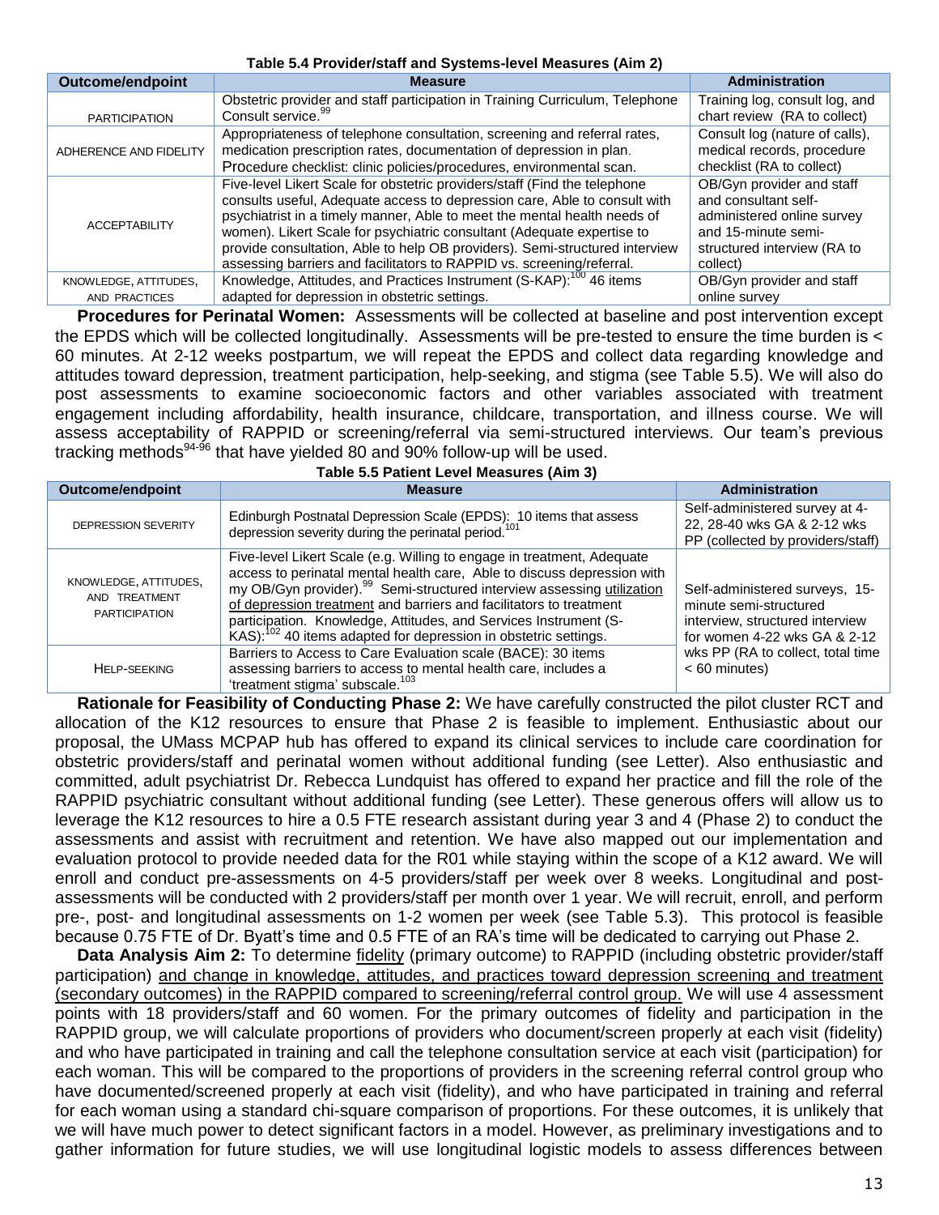**Table 5.4 Provider/staff and Systems-level Measures (Aim 2)**

| Outcome/endpoint | Measure | Administration |
|---|---|---|
| PARTICIPATION | Obstetric provider and staff participation in Training Curriculum, Telephone Consult service.[99] | Training log, consult log, and chart review (RA to collect) |
| ADHERENCE AND FIDELITY | Appropriateness of telephone consultation, screening and referral rates, medication prescription rates, documentation of depression in plan. Procedure checklist: clinic policies/procedures, environmental scan. | Consult log (nature of calls), medical records, procedure checklist (RA to collect) |
| ACCEPTABILITY | Five-level Likert Scale for obstetric providers/staff (Find the telephone consults useful, Adequate access to depression care, Able to consult with psychiatrist in a timely manner, Able to meet the mental health needs of women). Likert Scale for psychiatric consultant (Adequate expertise to provide consultation, Able to help OB providers). Semi-structured interview assessing barriers and facilitators to RAPPID vs. screening/referral. | OB/Gyn provider and staff and consultant self-administered online survey and 15-minute semi-structured interview (RA to collect) |
| KNOWLEDGE, ATTITUDES, AND PRACTICES | Knowledge, Attitudes, and Practices Instrument (S-KAP):[100] 46 items adapted for depression in obstetric settings. | OB/Gyn provider and staff online survey |

**Procedures for Perinatal Women:** Assessments will be collected at baseline and post intervention except the EPDS which will be collected longitudinally. Assessments will be pre-tested to ensure the time burden is < 60 minutes. At 2-12 weeks postpartum, we will repeat the EPDS and collect data regarding knowledge and attitudes toward depression, treatment participation, help-seeking, and stigma (see Table 5.5). We will also do post assessments to examine socioeconomic factors and other variables associated with treatment engagement including affordability, health insurance, childcare, transportation, and illness course. We will assess acceptability of RAPPID or screening/referral via semi-structured interviews. Our team's previous tracking methods[94-96] that have yielded 80 and 90% follow-up will be used.

**Table 5.5 Patient Level Measures (Aim 3)**

| Outcome/endpoint | Measure | Administration |
|---|---|---|
| DEPRESSION SEVERITY | Edinburgh Postnatal Depression Scale (EPDS): 10 items that assess depression severity during the perinatal period.[101] | Self-administered survey at 4-22, 28-40 wks GA & 2-12 wks PP (collected by providers/staff) |
| KNOWLEDGE, ATTITUDES, AND TREATMENT PARTICIPATION | Five-level Likert Scale (e.g. Willing to engage in treatment, Adequate access to perinatal mental health care, Able to discuss depression with my OB/Gyn provider).[99] Semi-structured interview assessing utilization of depression treatment and barriers and facilitators to treatment participation. Knowledge, Attitudes, and Services Instrument (S-KAS):[102] 40 items adapted for depression in obstetric settings. | Self-administered surveys, 15-minute semi-structured interview, structured interview for women 4-22 wks GA & 2-12 wks PP (RA to collect, total time < 60 minutes) |
| HELP-SEEKING | Barriers to Access to Care Evaluation scale (BACE): 30 items assessing barriers to access to mental health care, includes a 'treatment stigma' subscale.[103] | |

**Rationale for Feasibility of Conducting Phase 2:** We have carefully constructed the pilot cluster RCT and allocation of the K12 resources to ensure that Phase 2 is feasible to implement. Enthusiastic about our proposal, the UMass MCPAP hub has offered to expand its clinical services to include care coordination for obstetric providers/staff and perinatal women without additional funding (see Letter). Also enthusiastic and committed, adult psychiatrist Dr. Rebecca Lundquist has offered to expand her practice and fill the role of the RAPPID psychiatric consultant without additional funding (see Letter). These generous offers will allow us to leverage the K12 resources to hire a 0.5 FTE research assistant during year 3 and 4 (Phase 2) to conduct the assessments and assist with recruitment and retention. We have also mapped out our implementation and evaluation protocol to provide needed data for the R01 while staying within the scope of a K12 award. We will enroll and conduct pre-assessments on 4-5 providers/staff per week over 8 weeks. Longitudinal and post-assessments will be conducted with 2 providers/staff per month over 1 year. We will recruit, enroll, and perform pre-, post- and longitudinal assessments on 1-2 women per week (see Table 5.3). This protocol is feasible because 0.75 FTE of Dr. Byatt's time and 0.5 FTE of an RA's time will be dedicated to carrying out Phase 2.

**Data Analysis Aim 2:** To determine fidelity (primary outcome) to RAPPID (including obstetric provider/staff participation) and change in knowledge, attitudes, and practices toward depression screening and treatment (secondary outcomes) in the RAPPID compared to screening/referral control group. We will use 4 assessment points with 18 providers/staff and 60 women. For the primary outcomes of fidelity and participation in the RAPPID group, we will calculate proportions of providers who document/screen properly at each visit (fidelity) and who have participated in training and call the telephone consultation service at each visit (participation) for each woman. This will be compared to the proportions of providers in the screening referral control group who have documented/screened properly at each visit (fidelity), and who have participated in training and referral for each woman using a standard chi-square comparison of proportions. For these outcomes, it is unlikely that we will have much power to detect significant factors in a model. However, as preliminary investigations and to gather information for future studies, we will use longitudinal logistic models to assess differences between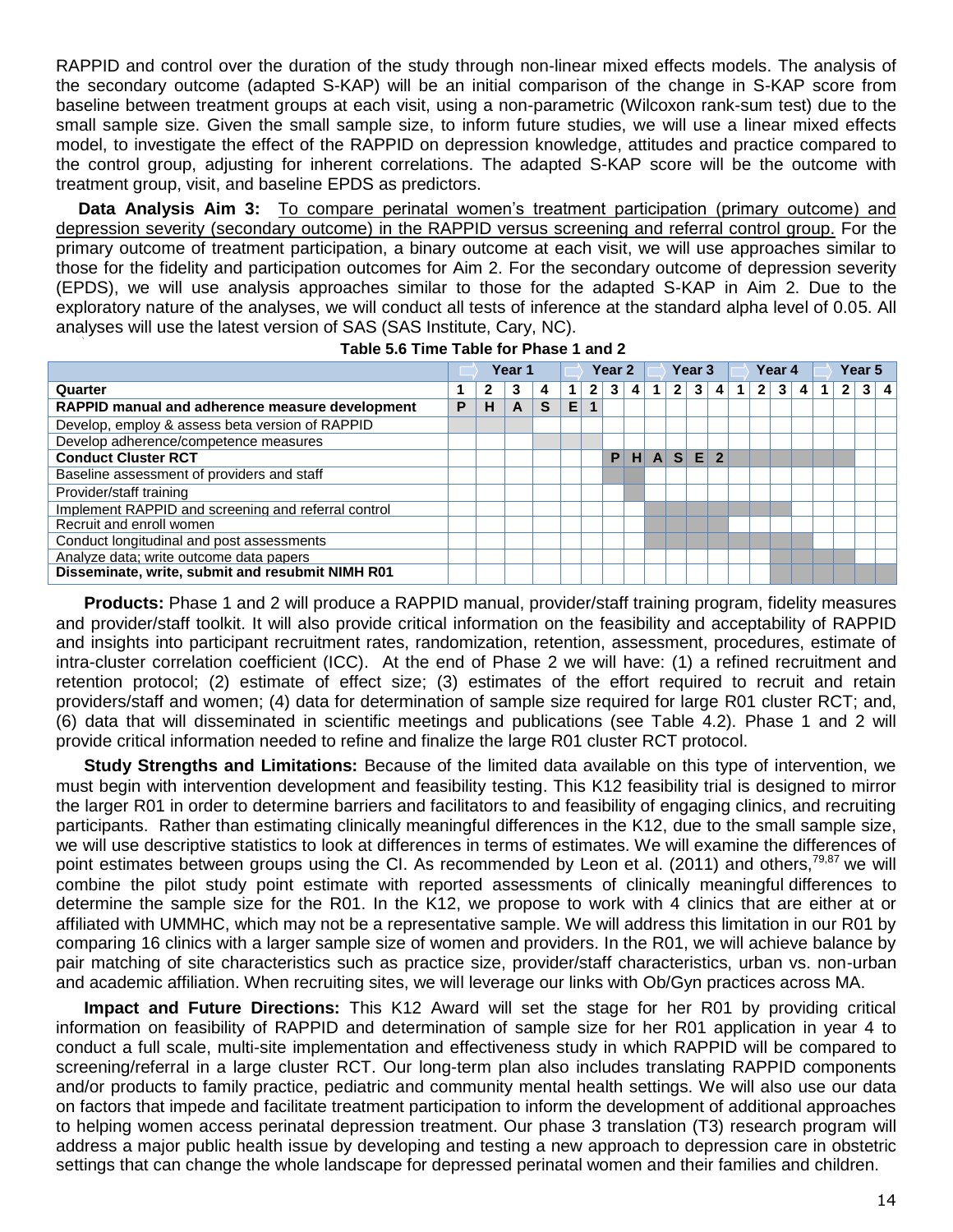RAPPID and control over the duration of the study through non-linear mixed effects models. The analysis of the secondary outcome (adapted S-KAP) will be an initial comparison of the change in S-KAP score from baseline between treatment groups at each visit, using a non-parametric (Wilcoxon rank-sum test) due to the small sample size. Given the small sample size, to inform future studies, we will use a linear mixed effects model, to investigate the effect of the RAPPID on depression knowledge, attitudes and practice compared to the control group, adjusting for inherent correlations. The adapted S-KAP score will be the outcome with treatment group, visit, and baseline EPDS as predictors.

**Data Analysis Aim 3:** To compare perinatal women's treatment participation (primary outcome) and depression severity (secondary outcome) in the RAPPID versus screening and referral control group. For the primary outcome of treatment participation, a binary outcome at each visit, we will use approaches similar to those for the fidelity and participation outcomes for Aim 2. For the secondary outcome of depression severity (EPDS), we will use analysis approaches similar to those for the adapted S-KAP in Aim 2. Due to the exploratory nature of the analyses, we will conduct all tests of inference at the standard alpha level of 0.05. All analyses will use the latest version of SAS (SAS Institute, Cary, NC).

**Table 5.6 Time Table for Phase 1 and 2**

| | Year 1 | | | | Year 2 | | | | Year 3 | | | | Year 4 | | | | Year 5 | | | |
|---|---|---|---|---|---|---|---|---|---|---|---|---|---|---|---|---|---|---|---|---|
| **Quarter** | **1** | **2** | **3** | **4** | **1** | **2** | **3** | **4** | **1** | **2** | **3** | **4** | **1** | **2** | **3** | **4** | **1** | **2** | **3** | **4** |
| **RAPPID manual and adherence measure development** | **P** | **H** | **A** | **S** | **E** | **1** | | | | | | | | | | | | | | |
| Develop, employ & assess beta version of RAPPID | | | | | | | | | | | | | | | | | | | | |
| Develop adherence/competence measures | | | | | | | | | | | | | | | | | | | | |
| **Conduct Cluster RCT** | | | | | | | **P** | **H** | **A** | **S** | **E** | **2** | | | | | | | | |
| Baseline assessment of providers and staff | | | | | | | | | | | | | | | | | | | | |
| Provider/staff training | | | | | | | | | | | | | | | | | | | | |
| Implement RAPPID and screening and referral control | | | | | | | | | | | | | | | | | | | | |
| Recruit and enroll women | | | | | | | | | | | | | | | | | | | | |
| Conduct longitudinal and post assessments | | | | | | | | | | | | | | | | | | | | |
| Analyze data; write outcome data papers | | | | | | | | | | | | | | | | | | | | |
| **Disseminate, write, submit and resubmit NIMH R01** | | | | | | | | | | | | | | | | | | | | |

**Products:** Phase 1 and 2 will produce a RAPPID manual, provider/staff training program, fidelity measures and provider/staff toolkit. It will also provide critical information on the feasibility and acceptability of RAPPID and insights into participant recruitment rates, randomization, retention, assessment, procedures, estimate of intra-cluster correlation coefficient (ICC). At the end of Phase 2 we will have: (1) a refined recruitment and retention protocol; (2) estimate of effect size; (3) estimates of the effort required to recruit and retain providers/staff and women; (4) data for determination of sample size required for large R01 cluster RCT; and, (6) data that will disseminated in scientific meetings and publications (see Table 4.2). Phase 1 and 2 will provide critical information needed to refine and finalize the large R01 cluster RCT protocol.

**Study Strengths and Limitations:** Because of the limited data available on this type of intervention, we must begin with intervention development and feasibility testing. This K12 feasibility trial is designed to mirror the larger R01 in order to determine barriers and facilitators to and feasibility of engaging clinics, and recruiting participants. Rather than estimating clinically meaningful differences in the K12, due to the small sample size, we will use descriptive statistics to look at differences in terms of estimates. We will examine the differences of point estimates between groups using the CI. As recommended by Leon et al. (2011) and others,[79,87] we will combine the pilot study point estimate with reported assessments of clinically meaningful differences to determine the sample size for the R01. In the K12, we propose to work with 4 clinics that are either at or affiliated with UMMHC, which may not be a representative sample. We will address this limitation in our R01 by comparing 16 clinics with a larger sample size of women and providers. In the R01, we will achieve balance by pair matching of site characteristics such as practice size, provider/staff characteristics, urban vs. non-urban and academic affiliation. When recruiting sites, we will leverage our links with Ob/Gyn practices across MA.

**Impact and Future Directions:** This K12 Award will set the stage for her R01 by providing critical information on feasibility of RAPPID and determination of sample size for her R01 application in year 4 to conduct a full scale, multi-site implementation and effectiveness study in which RAPPID will be compared to screening/referral in a large cluster RCT. Our long-term plan also includes translating RAPPID components and/or products to family practice, pediatric and community mental health settings. We will also use our data on factors that impede and facilitate treatment participation to inform the development of additional approaches to helping women access perinatal depression treatment. Our phase 3 translation (T3) research program will address a major public health issue by developing and testing a new approach to depression care in obstetric settings that can change the whole landscape for depressed perinatal women and their families and children.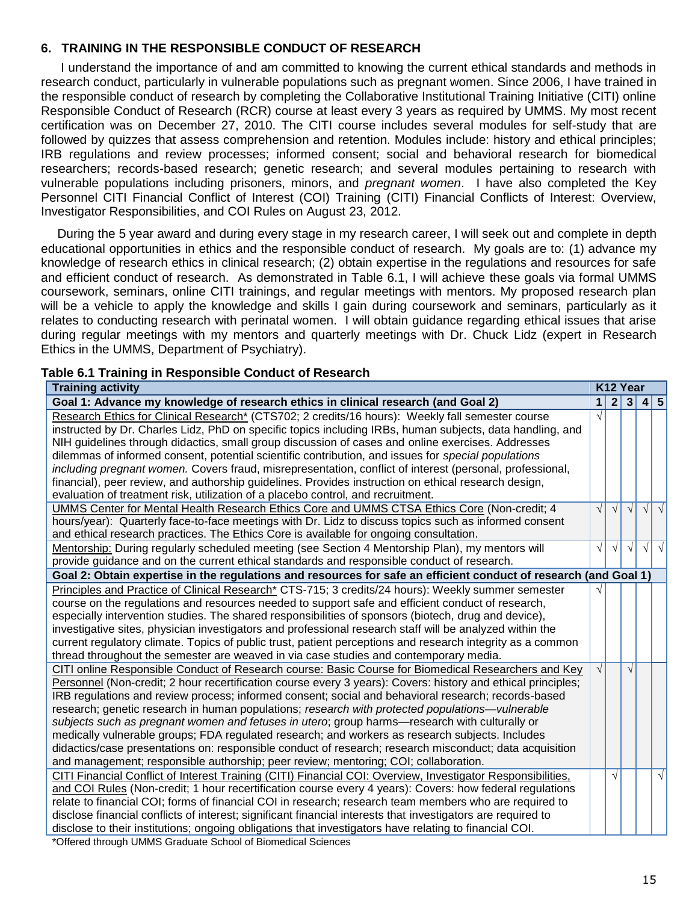## 6. TRAINING IN THE RESPONSIBLE CONDUCT OF RESEARCH

I understand the importance of and am committed to knowing the current ethical standards and methods in research conduct, particularly in vulnerable populations such as pregnant women. Since 2006, I have trained in the responsible conduct of research by completing the Collaborative Institutional Training Initiative (CITI) online Responsible Conduct of Research (RCR) course at least every 3 years as required by UMMS. My most recent certification was on December 27, 2010. The CITI course includes several modules for self-study that are followed by quizzes that assess comprehension and retention. Modules include: history and ethical principles; IRB regulations and review processes; informed consent; social and behavioral research for biomedical researchers; records-based research; genetic research; and several modules pertaining to research with vulnerable populations including prisoners, minors, and *pregnant women*. I have also completed the Key Personnel CITI Financial Conflict of Interest (COI) Training (CITI) Financial Conflicts of Interest: Overview, Investigator Responsibilities, and COI Rules on August 23, 2012.

During the 5 year award and during every stage in my research career, I will seek out and complete in depth educational opportunities in ethics and the responsible conduct of research. My goals are to: (1) advance my knowledge of research ethics in clinical research; (2) obtain expertise in the regulations and resources for safe and efficient conduct of research. As demonstrated in Table 6.1, I will achieve these goals via formal UMMS coursework, seminars, online CITI trainings, and regular meetings with mentors. My proposed research plan will be a vehicle to apply the knowledge and skills I gain during coursework and seminars, particularly as it relates to conducting research with perinatal women. I will obtain guidance regarding ethical issues that arise during regular meetings with my mentors and quarterly meetings with Dr. Chuck Lidz (expert in Research Ethics in the UMMS, Department of Psychiatry).

**Table 6.1 Training in Responsible Conduct of Research**

| Training activity | K12 Year | | | | |
|---|---|---|---|---|---|
| **Goal 1: Advance my knowledge of research ethics in clinical research (and Goal 2)** | **1** | **2** | **3** | **4** | **5** |
| Research Ethics for Clinical Research* (CTS702; 2 credits/16 hours): Weekly fall semester course instructed by Dr. Charles Lidz, PhD on specific topics including IRBs, human subjects, data handling, and NIH guidelines through didactics, small group discussion of cases and online exercises. Addresses dilemmas of informed consent, potential scientific contribution, and issues for *special populations including pregnant women.* Covers fraud, misrepresentation, conflict of interest (personal, professional, financial), peer review, and authorship guidelines. Provides instruction on ethical research design, evaluation of treatment risk, utilization of a placebo control, and recruitment. | √ | | | | |
| UMMS Center for Mental Health Research Ethics Core and UMMS CTSA Ethics Core (Non-credit; 4 hours/year): Quarterly face-to-face meetings with Dr. Lidz to discuss topics such as informed consent and ethical research practices. The Ethics Core is available for ongoing consultation. | √ | √ | √ | √ | √ |
| Mentorship: During regularly scheduled meeting (see Section 4 Mentorship Plan), my mentors will provide guidance and on the current ethical standards and responsible conduct of research. | √ | √ | √ | √ | √ |
| **Goal 2: Obtain expertise in the regulations and resources for safe an efficient conduct of research (and Goal 1)** | | | | | |
| Principles and Practice of Clinical Research* CTS-715; 3 credits/24 hours): Weekly summer semester course on the regulations and resources needed to support safe and efficient conduct of research, especially intervention studies. The shared responsibilities of sponsors (biotech, drug and device), investigative sites, physician investigators and professional research staff will be analyzed within the current regulatory climate. Topics of public trust, patient perceptions and research integrity as a common thread throughout the semester are weaved in via case studies and contemporary media. | √ | | | | |
| CITI online Responsible Conduct of Research course: Basic Course for Biomedical Researchers and Key Personnel (Non-credit; 2 hour recertification course every 3 years): Covers: history and ethical principles; IRB regulations and review process; informed consent; social and behavioral research; records-based research; genetic research in human populations; *research with protected populations—vulnerable subjects such as pregnant women and fetuses in utero*; group harms—research with culturally or medically vulnerable groups; FDA regulated research; and workers as research subjects. Includes didactics/case presentations on: responsible conduct of research; research misconduct; data acquisition and management; responsible authorship; peer review; mentoring; COI; collaboration. | √ | | √ | | |
| CITI Financial Conflict of Interest Training (CITI) Financial COI: Overview, Investigator Responsibilities, and COI Rules (Non-credit; 1 hour recertification course every 4 years): Covers: how federal regulations relate to financial COI; forms of financial COI in research; research team members who are required to disclose financial conflicts of interest; significant financial interests that investigators are required to disclose to their institutions; ongoing obligations that investigators have relating to financial COI. | | √ | | | √ |

*Offered through UMMS Graduate School of Biomedical Sciences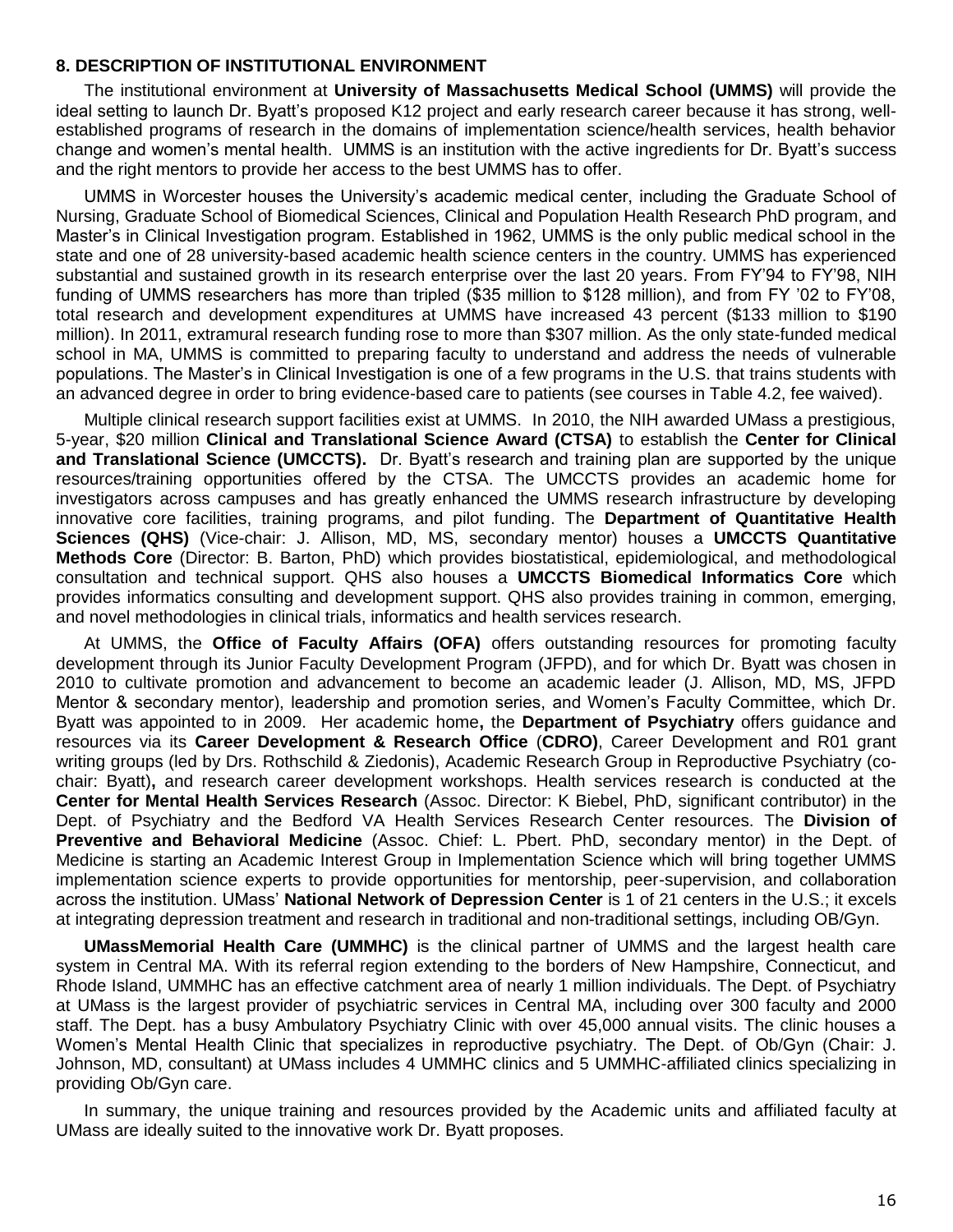## 8. DESCRIPTION OF INSTITUTIONAL ENVIRONMENT

The institutional environment at **University of Massachusetts Medical School (UMMS)** will provide the ideal setting to launch Dr. Byatt's proposed K12 project and early research career because it has strong, well-established programs of research in the domains of implementation science/health services, health behavior change and women's mental health. UMMS is an institution with the active ingredients for Dr. Byatt's success and the right mentors to provide her access to the best UMMS has to offer.

UMMS in Worcester houses the University's academic medical center, including the Graduate School of Nursing, Graduate School of Biomedical Sciences, Clinical and Population Health Research PhD program, and Master's in Clinical Investigation program. Established in 1962, UMMS is the only public medical school in the state and one of 28 university-based academic health science centers in the country. UMMS has experienced substantial and sustained growth in its research enterprise over the last 20 years. From FY'94 to FY'98, NIH funding of UMMS researchers has more than tripled ($35 million to $128 million), and from FY '02 to FY'08, total research and development expenditures at UMMS have increased 43 percent ($133 million to $190 million). In 2011, extramural research funding rose to more than $307 million. As the only state-funded medical school in MA, UMMS is committed to preparing faculty to understand and address the needs of vulnerable populations. The Master's in Clinical Investigation is one of a few programs in the U.S. that trains students with an advanced degree in order to bring evidence-based care to patients (see courses in Table 4.2, fee waived).

Multiple clinical research support facilities exist at UMMS. In 2010, the NIH awarded UMass a prestigious, 5-year, $20 million **Clinical and Translational Science Award (CTSA)** to establish the **Center for Clinical and Translational Science (UMCCTS).** Dr. Byatt's research and training plan are supported by the unique resources/training opportunities offered by the CTSA. The UMCCTS provides an academic home for investigators across campuses and has greatly enhanced the UMMS research infrastructure by developing innovative core facilities, training programs, and pilot funding. The **Department of Quantitative Health Sciences (QHS)** (Vice-chair: J. Allison, MD, MS, secondary mentor) houses a **UMCCTS Quantitative Methods Core** (Director: B. Barton, PhD) which provides biostatistical, epidemiological, and methodological consultation and technical support. QHS also houses a **UMCCTS Biomedical Informatics Core** which provides informatics consulting and development support. QHS also provides training in common, emerging, and novel methodologies in clinical trials, informatics and health services research.

At UMMS, the **Office of Faculty Affairs (OFA)** offers outstanding resources for promoting faculty development through its Junior Faculty Development Program (JFPD), and for which Dr. Byatt was chosen in 2010 to cultivate promotion and advancement to become an academic leader (J. Allison, MD, MS, JFPD Mentor & secondary mentor), leadership and promotion series, and Women's Faculty Committee, which Dr. Byatt was appointed to in 2009. Her academic home**,** the **Department of Psychiatry** offers guidance and resources via its **Career Development & Research Office** (**CDRO)**, Career Development and R01 grant writing groups (led by Drs. Rothschild & Ziedonis), Academic Research Group in Reproductive Psychiatry (co-chair: Byatt)**,** and research career development workshops. Health services research is conducted at the **Center for Mental Health Services Research** (Assoc. Director: K Biebel, PhD, significant contributor) in the Dept. of Psychiatry and the Bedford VA Health Services Research Center resources. The **Division of Preventive and Behavioral Medicine** (Assoc. Chief: L. Pbert. PhD, secondary mentor) in the Dept. of Medicine is starting an Academic Interest Group in Implementation Science which will bring together UMMS implementation science experts to provide opportunities for mentorship, peer-supervision, and collaboration across the institution. UMass' **National Network of Depression Center** is 1 of 21 centers in the U.S.; it excels at integrating depression treatment and research in traditional and non-traditional settings, including OB/Gyn.

**UMassMemorial Health Care (UMMHC)** is the clinical partner of UMMS and the largest health care system in Central MA. With its referral region extending to the borders of New Hampshire, Connecticut, and Rhode Island, UMMHC has an effective catchment area of nearly 1 million individuals. The Dept. of Psychiatry at UMass is the largest provider of psychiatric services in Central MA, including over 300 faculty and 2000 staff. The Dept. has a busy Ambulatory Psychiatry Clinic with over 45,000 annual visits. The clinic houses a Women's Mental Health Clinic that specializes in reproductive psychiatry. The Dept. of Ob/Gyn (Chair: J. Johnson, MD, consultant) at UMass includes 4 UMMHC clinics and 5 UMMHC-affiliated clinics specializing in providing Ob/Gyn care.

In summary, the unique training and resources provided by the Academic units and affiliated faculty at UMass are ideally suited to the innovative work Dr. Byatt proposes.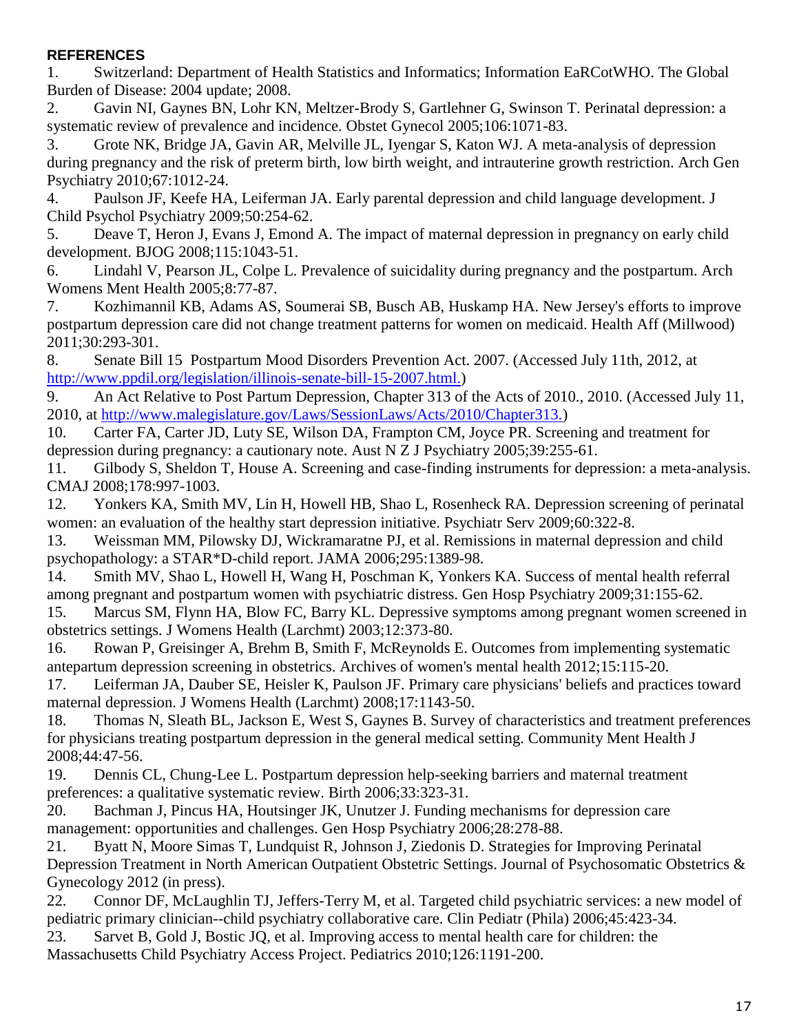**REFERENCES**

1. Switzerland: Department of Health Statistics and Informatics; Information EaRCotWHO. The Global Burden of Disease: 2004 update; 2008.
2. Gavin NI, Gaynes BN, Lohr KN, Meltzer-Brody S, Gartlehner G, Swinson T. Perinatal depression: a systematic review of prevalence and incidence. Obstet Gynecol 2005;106:1071-83.
3. Grote NK, Bridge JA, Gavin AR, Melville JL, Iyengar S, Katon WJ. A meta-analysis of depression during pregnancy and the risk of preterm birth, low birth weight, and intrauterine growth restriction. Arch Gen Psychiatry 2010;67:1012-24.
4. Paulson JF, Keefe HA, Leiferman JA. Early parental depression and child language development. J Child Psychol Psychiatry 2009;50:254-62.
5. Deave T, Heron J, Evans J, Emond A. The impact of maternal depression in pregnancy on early child development. BJOG 2008;115:1043-51.
6. Lindahl V, Pearson JL, Colpe L. Prevalence of suicidality during pregnancy and the postpartum. Arch Womens Ment Health 2005;8:77-87.
7. Kozhimannil KB, Adams AS, Soumerai SB, Busch AB, Huskamp HA. New Jersey's efforts to improve postpartum depression care did not change treatment patterns for women on medicaid. Health Aff (Millwood) 2011;30:293-301.
8. Senate Bill 15 Postpartum Mood Disorders Prevention Act. 2007. (Accessed July 11th, 2012, at http://www.ppdil.org/legislation/illinois-senate-bill-15-2007.html.)
9. An Act Relative to Post Partum Depression, Chapter 313 of the Acts of 2010., 2010. (Accessed July 11, 2010, at http://www.malegislature.gov/Laws/SessionLaws/Acts/2010/Chapter313.)
10. Carter FA, Carter JD, Luty SE, Wilson DA, Frampton CM, Joyce PR. Screening and treatment for depression during pregnancy: a cautionary note. Aust N Z J Psychiatry 2005;39:255-61.
11. Gilbody S, Sheldon T, House A. Screening and case-finding instruments for depression: a meta-analysis. CMAJ 2008;178:997-1003.
12. Yonkers KA, Smith MV, Lin H, Howell HB, Shao L, Rosenheck RA. Depression screening of perinatal women: an evaluation of the healthy start depression initiative. Psychiatr Serv 2009;60:322-8.
13. Weissman MM, Pilowsky DJ, Wickramaratne PJ, et al. Remissions in maternal depression and child psychopathology: a STAR*D-child report. JAMA 2006;295:1389-98.
14. Smith MV, Shao L, Howell H, Wang H, Poschman K, Yonkers KA. Success of mental health referral among pregnant and postpartum women with psychiatric distress. Gen Hosp Psychiatry 2009;31:155-62.
15. Marcus SM, Flynn HA, Blow FC, Barry KL. Depressive symptoms among pregnant women screened in obstetrics settings. J Womens Health (Larchmt) 2003;12:373-80.
16. Rowan P, Greisinger A, Brehm B, Smith F, McReynolds E. Outcomes from implementing systematic antepartum depression screening in obstetrics. Archives of women's mental health 2012;15:115-20.
17. Leiferman JA, Dauber SE, Heisler K, Paulson JF. Primary care physicians' beliefs and practices toward maternal depression. J Womens Health (Larchmt) 2008;17:1143-50.
18. Thomas N, Sleath BL, Jackson E, West S, Gaynes B. Survey of characteristics and treatment preferences for physicians treating postpartum depression in the general medical setting. Community Ment Health J 2008;44:47-56.
19. Dennis CL, Chung-Lee L. Postpartum depression help-seeking barriers and maternal treatment preferences: a qualitative systematic review. Birth 2006;33:323-31.
20. Bachman J, Pincus HA, Houtsinger JK, Unutzer J. Funding mechanisms for depression care management: opportunities and challenges. Gen Hosp Psychiatry 2006;28:278-88.
21. Byatt N, Moore Simas T, Lundquist R, Johnson J, Ziedonis D. Strategies for Improving Perinatal Depression Treatment in North American Outpatient Obstetric Settings. Journal of Psychosomatic Obstetrics & Gynecology 2012 (in press).
22. Connor DF, McLaughlin TJ, Jeffers-Terry M, et al. Targeted child psychiatric services: a new model of pediatric primary clinician--child psychiatry collaborative care. Clin Pediatr (Phila) 2006;45:423-34.
23. Sarvet B, Gold J, Bostic JQ, et al. Improving access to mental health care for children: the Massachusetts Child Psychiatry Access Project. Pediatrics 2010;126:1191-200.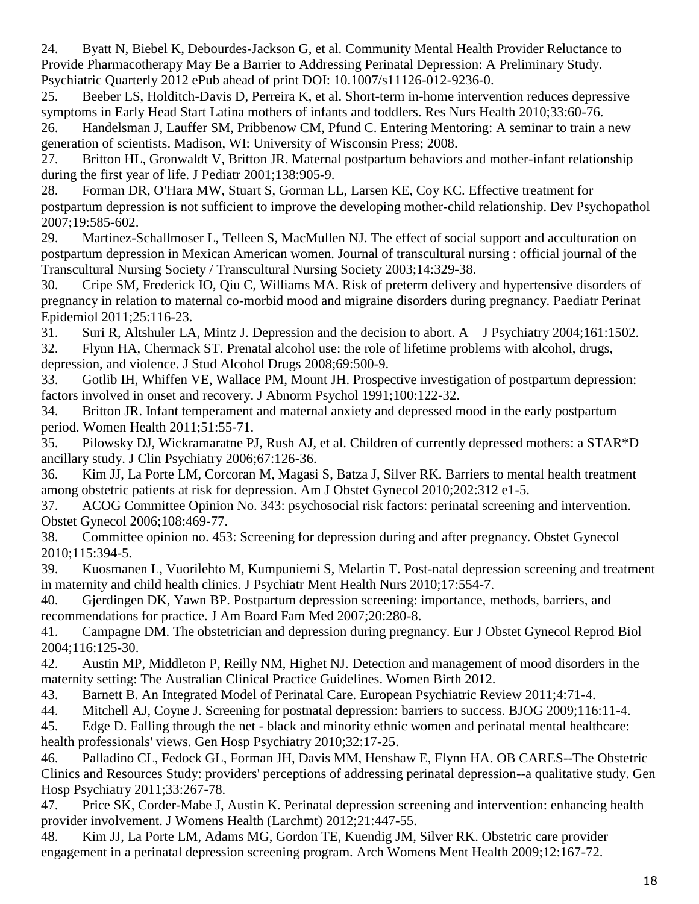24. Byatt N, Biebel K, Debourdes-Jackson G, et al. Community Mental Health Provider Reluctance to Provide Pharmacotherapy May Be a Barrier to Addressing Perinatal Depression: A Preliminary Study. Psychiatric Quarterly 2012 ePub ahead of print DOI: 10.1007/s11126-012-9236-0.
25. Beeber LS, Holditch-Davis D, Perreira K, et al. Short-term in-home intervention reduces depressive symptoms in Early Head Start Latina mothers of infants and toddlers. Res Nurs Health 2010;33:60-76.
26. Handelsman J, Lauffer SM, Pribbenow CM, Pfund C. Entering Mentoring: A seminar to train a new generation of scientists. Madison, WI: University of Wisconsin Press; 2008.
27. Britton HL, Gronwaldt V, Britton JR. Maternal postpartum behaviors and mother-infant relationship during the first year of life. J Pediatr 2001;138:905-9.
28. Forman DR, O'Hara MW, Stuart S, Gorman LL, Larsen KE, Coy KC. Effective treatment for postpartum depression is not sufficient to improve the developing mother-child relationship. Dev Psychopathol 2007;19:585-602.
29. Martinez-Schallmoser L, Telleen S, MacMullen NJ. The effect of social support and acculturation on postpartum depression in Mexican American women. Journal of transcultural nursing : official journal of the Transcultural Nursing Society / Transcultural Nursing Society 2003;14:329-38.
30. Cripe SM, Frederick IO, Qiu C, Williams MA. Risk of preterm delivery and hypertensive disorders of pregnancy in relation to maternal co-morbid mood and migraine disorders during pregnancy. Paediatr Perinat Epidemiol 2011;25:116-23.
31. Suri R, Altshuler LA, Mintz J. Depression and the decision to abort. A J Psychiatry 2004;161:1502.
32. Flynn HA, Chermack ST. Prenatal alcohol use: the role of lifetime problems with alcohol, drugs, depression, and violence. J Stud Alcohol Drugs 2008;69:500-9.
33. Gotlib IH, Whiffen VE, Wallace PM, Mount JH. Prospective investigation of postpartum depression: factors involved in onset and recovery. J Abnorm Psychol 1991;100:122-32.
34. Britton JR. Infant temperament and maternal anxiety and depressed mood in the early postpartum period. Women Health 2011;51:55-71.
35. Pilowsky DJ, Wickramaratne PJ, Rush AJ, et al. Children of currently depressed mothers: a STAR*D ancillary study. J Clin Psychiatry 2006;67:126-36.
36. Kim JJ, La Porte LM, Corcoran M, Magasi S, Batza J, Silver RK. Barriers to mental health treatment among obstetric patients at risk for depression. Am J Obstet Gynecol 2010;202:312 e1-5.
37. ACOG Committee Opinion No. 343: psychosocial risk factors: perinatal screening and intervention. Obstet Gynecol 2006;108:469-77.
38. Committee opinion no. 453: Screening for depression during and after pregnancy. Obstet Gynecol 2010;115:394-5.
39. Kuosmanen L, Vuorilehto M, Kumpuniemi S, Melartin T. Post-natal depression screening and treatment in maternity and child health clinics. J Psychiatr Ment Health Nurs 2010;17:554-7.
40. Gjerdingen DK, Yawn BP. Postpartum depression screening: importance, methods, barriers, and recommendations for practice. J Am Board Fam Med 2007;20:280-8.
41. Campagne DM. The obstetrician and depression during pregnancy. Eur J Obstet Gynecol Reprod Biol 2004;116:125-30.
42. Austin MP, Middleton P, Reilly NM, Highet NJ. Detection and management of mood disorders in the maternity setting: The Australian Clinical Practice Guidelines. Women Birth 2012.
43. Barnett B. An Integrated Model of Perinatal Care. European Psychiatric Review 2011;4:71-4.
44. Mitchell AJ, Coyne J. Screening for postnatal depression: barriers to success. BJOG 2009;116:11-4.
45. Edge D. Falling through the net - black and minority ethnic women and perinatal mental healthcare: health professionals' views. Gen Hosp Psychiatry 2010;32:17-25.
46. Palladino CL, Fedock GL, Forman JH, Davis MM, Henshaw E, Flynn HA. OB CARES--The Obstetric Clinics and Resources Study: providers' perceptions of addressing perinatal depression--a qualitative study. Gen Hosp Psychiatry 2011;33:267-78.
47. Price SK, Corder-Mabe J, Austin K. Perinatal depression screening and intervention: enhancing health provider involvement. J Womens Health (Larchmt) 2012;21:447-55.
48. Kim JJ, La Porte LM, Adams MG, Gordon TE, Kuendig JM, Silver RK. Obstetric care provider engagement in a perinatal depression screening program. Arch Womens Ment Health 2009;12:167-72.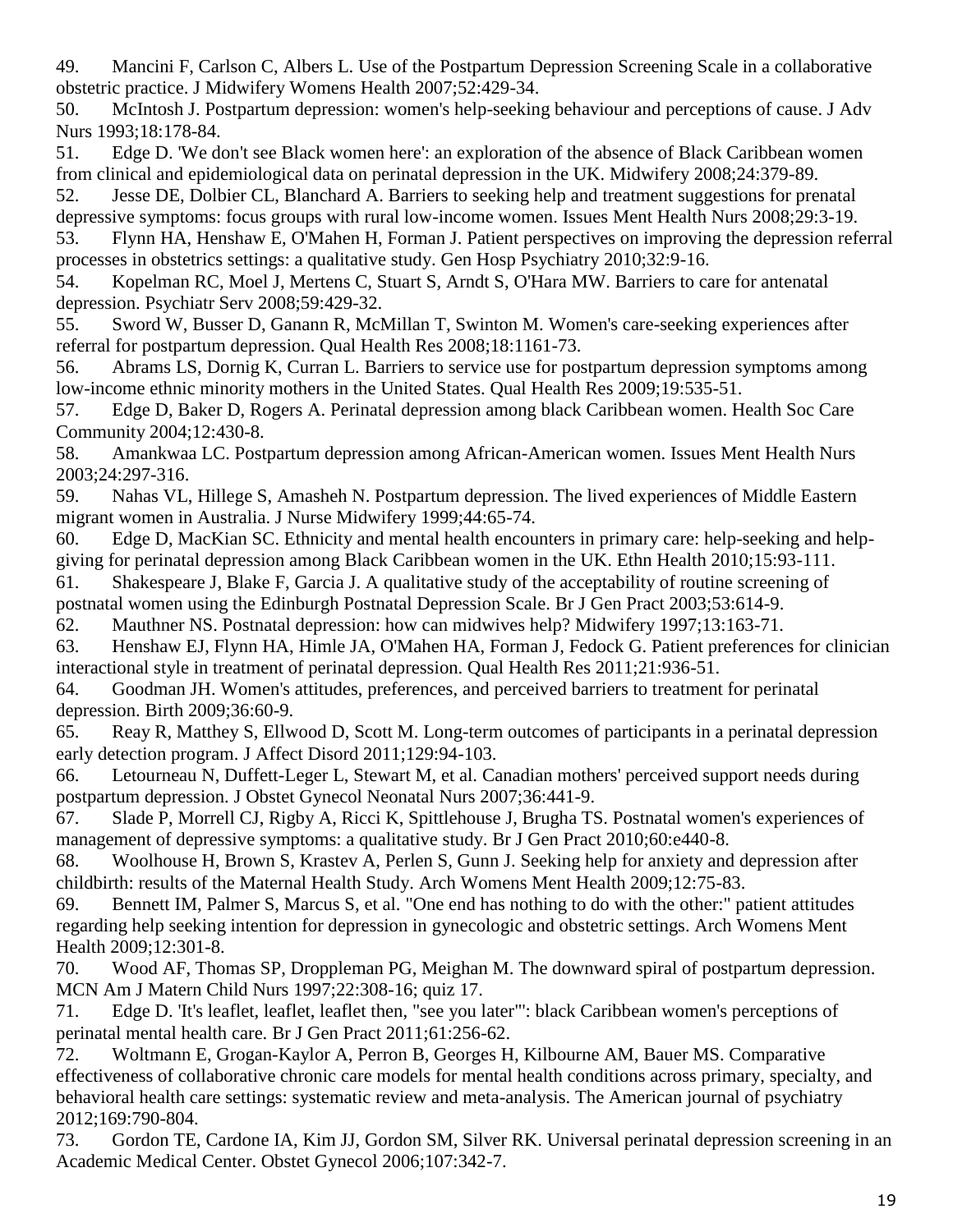49. Mancini F, Carlson C, Albers L. Use of the Postpartum Depression Screening Scale in a collaborative obstetric practice. J Midwifery Womens Health 2007;52:429-34.

50. McIntosh J. Postpartum depression: women's help-seeking behaviour and perceptions of cause. J Adv Nurs 1993;18:178-84.

51. Edge D. 'We don't see Black women here': an exploration of the absence of Black Caribbean women from clinical and epidemiological data on perinatal depression in the UK. Midwifery 2008;24:379-89.

52. Jesse DE, Dolbier CL, Blanchard A. Barriers to seeking help and treatment suggestions for prenatal depressive symptoms: focus groups with rural low-income women. Issues Ment Health Nurs 2008;29:3-19.

53. Flynn HA, Henshaw E, O'Mahen H, Forman J. Patient perspectives on improving the depression referral processes in obstetrics settings: a qualitative study. Gen Hosp Psychiatry 2010;32:9-16.

54. Kopelman RC, Moel J, Mertens C, Stuart S, Arndt S, O'Hara MW. Barriers to care for antenatal depression. Psychiatr Serv 2008;59:429-32.

55. Sword W, Busser D, Ganann R, McMillan T, Swinton M. Women's care-seeking experiences after referral for postpartum depression. Qual Health Res 2008;18:1161-73.

56. Abrams LS, Dornig K, Curran L. Barriers to service use for postpartum depression symptoms among low-income ethnic minority mothers in the United States. Qual Health Res 2009;19:535-51.

57. Edge D, Baker D, Rogers A. Perinatal depression among black Caribbean women. Health Soc Care Community 2004;12:430-8.

58. Amankwaa LC. Postpartum depression among African-American women. Issues Ment Health Nurs 2003;24:297-316.

59. Nahas VL, Hillege S, Amasheh N. Postpartum depression. The lived experiences of Middle Eastern migrant women in Australia. J Nurse Midwifery 1999;44:65-74.

60. Edge D, MacKian SC. Ethnicity and mental health encounters in primary care: help-seeking and help-giving for perinatal depression among Black Caribbean women in the UK. Ethn Health 2010;15:93-111.

61. Shakespeare J, Blake F, Garcia J. A qualitative study of the acceptability of routine screening of postnatal women using the Edinburgh Postnatal Depression Scale. Br J Gen Pract 2003;53:614-9.

62. Mauthner NS. Postnatal depression: how can midwives help? Midwifery 1997;13:163-71.

63. Henshaw EJ, Flynn HA, Himle JA, O'Mahen HA, Forman J, Fedock G. Patient preferences for clinician interactional style in treatment of perinatal depression. Qual Health Res 2011;21:936-51.

64. Goodman JH. Women's attitudes, preferences, and perceived barriers to treatment for perinatal depression. Birth 2009;36:60-9.

65. Reay R, Matthey S, Ellwood D, Scott M. Long-term outcomes of participants in a perinatal depression early detection program. J Affect Disord 2011;129:94-103.

66. Letourneau N, Duffett-Leger L, Stewart M, et al. Canadian mothers' perceived support needs during postpartum depression. J Obstet Gynecol Neonatal Nurs 2007;36:441-9.

67. Slade P, Morrell CJ, Rigby A, Ricci K, Spittlehouse J, Brugha TS. Postnatal women's experiences of management of depressive symptoms: a qualitative study. Br J Gen Pract 2010;60:e440-8.

68. Woolhouse H, Brown S, Krastev A, Perlen S, Gunn J. Seeking help for anxiety and depression after childbirth: results of the Maternal Health Study. Arch Womens Ment Health 2009;12:75-83.

69. Bennett IM, Palmer S, Marcus S, et al. "One end has nothing to do with the other:" patient attitudes regarding help seeking intention for depression in gynecologic and obstetric settings. Arch Womens Ment Health 2009;12:301-8.

70. Wood AF, Thomas SP, Droppleman PG, Meighan M. The downward spiral of postpartum depression. MCN Am J Matern Child Nurs 1997;22:308-16; quiz 17.

71. Edge D. 'It's leaflet, leaflet, leaflet then, "see you later"': black Caribbean women's perceptions of perinatal mental health care. Br J Gen Pract 2011;61:256-62.

72. Woltmann E, Grogan-Kaylor A, Perron B, Georges H, Kilbourne AM, Bauer MS. Comparative effectiveness of collaborative chronic care models for mental health conditions across primary, specialty, and behavioral health care settings: systematic review and meta-analysis. The American journal of psychiatry 2012;169:790-804.

73. Gordon TE, Cardone IA, Kim JJ, Gordon SM, Silver RK. Universal perinatal depression screening in an Academic Medical Center. Obstet Gynecol 2006;107:342-7.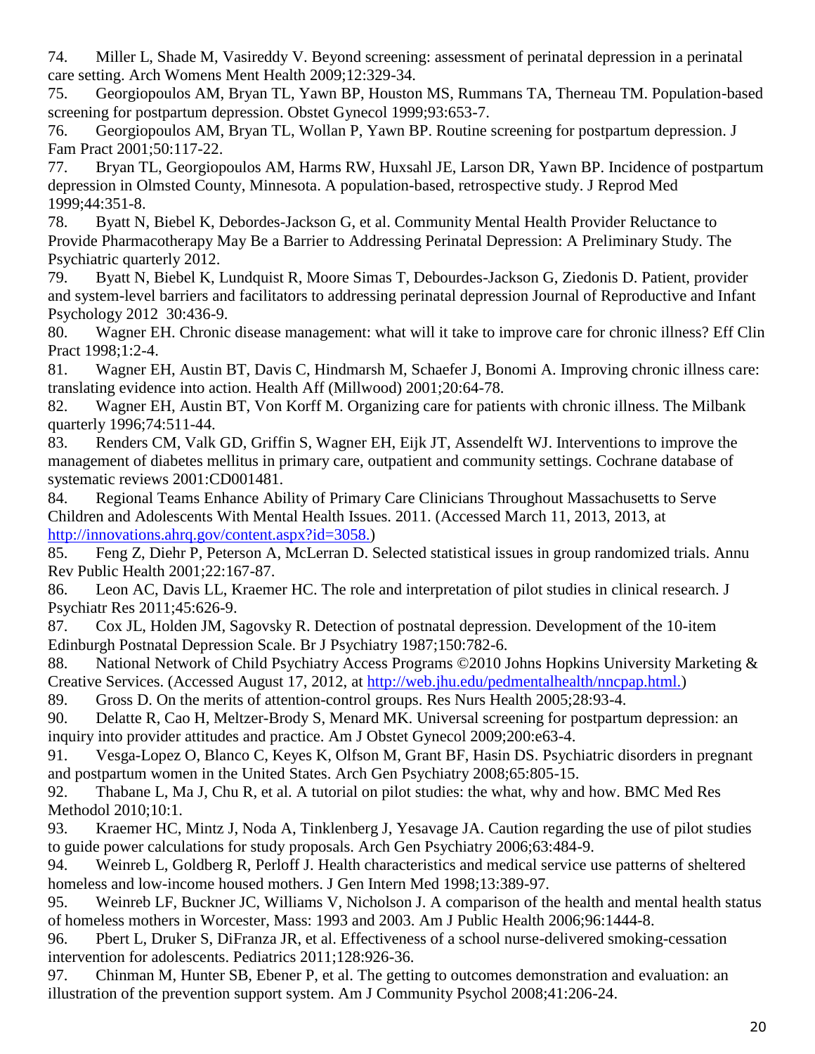74. Miller L, Shade M, Vasireddy V. Beyond screening: assessment of perinatal depression in a perinatal care setting. Arch Womens Ment Health 2009;12:329-34.
75. Georgiopoulos AM, Bryan TL, Yawn BP, Houston MS, Rummans TA, Therneau TM. Population-based screening for postpartum depression. Obstet Gynecol 1999;93:653-7.
76. Georgiopoulos AM, Bryan TL, Wollan P, Yawn BP. Routine screening for postpartum depression. J Fam Pract 2001;50:117-22.
77. Bryan TL, Georgiopoulos AM, Harms RW, Huxsahl JE, Larson DR, Yawn BP. Incidence of postpartum depression in Olmsted County, Minnesota. A population-based, retrospective study. J Reprod Med 1999;44:351-8.
78. Byatt N, Biebel K, Debordes-Jackson G, et al. Community Mental Health Provider Reluctance to Provide Pharmacotherapy May Be a Barrier to Addressing Perinatal Depression: A Preliminary Study. The Psychiatric quarterly 2012.
79. Byatt N, Biebel K, Lundquist R, Moore Simas T, Debourdes-Jackson G, Ziedonis D. Patient, provider and system-level barriers and facilitators to addressing perinatal depression Journal of Reproductive and Infant Psychology 2012 30:436-9.
80. Wagner EH. Chronic disease management: what will it take to improve care for chronic illness? Eff Clin Pract 1998;1:2-4.
81. Wagner EH, Austin BT, Davis C, Hindmarsh M, Schaefer J, Bonomi A. Improving chronic illness care: translating evidence into action. Health Aff (Millwood) 2001;20:64-78.
82. Wagner EH, Austin BT, Von Korff M. Organizing care for patients with chronic illness. The Milbank quarterly 1996;74:511-44.
83. Renders CM, Valk GD, Griffin S, Wagner EH, Eijk JT, Assendelft WJ. Interventions to improve the management of diabetes mellitus in primary care, outpatient and community settings. Cochrane database of systematic reviews 2001:CD001481.
84. Regional Teams Enhance Ability of Primary Care Clinicians Throughout Massachusetts to Serve Children and Adolescents With Mental Health Issues. 2011. (Accessed March 11, 2013, 2013, at http://innovations.ahrq.gov/content.aspx?id=3058.)
85. Feng Z, Diehr P, Peterson A, McLerran D. Selected statistical issues in group randomized trials. Annu Rev Public Health 2001;22:167-87.
86. Leon AC, Davis LL, Kraemer HC. The role and interpretation of pilot studies in clinical research. J Psychiatr Res 2011;45:626-9.
87. Cox JL, Holden JM, Sagovsky R. Detection of postnatal depression. Development of the 10-item Edinburgh Postnatal Depression Scale. Br J Psychiatry 1987;150:782-6.
88. National Network of Child Psychiatry Access Programs ©2010 Johns Hopkins University Marketing & Creative Services. (Accessed August 17, 2012, at http://web.jhu.edu/pedmentalhealth/nncpap.html.)
89. Gross D. On the merits of attention-control groups. Res Nurs Health 2005;28:93-4.
90. Delatte R, Cao H, Meltzer-Brody S, Menard MK. Universal screening for postpartum depression: an inquiry into provider attitudes and practice. Am J Obstet Gynecol 2009;200:e63-4.
91. Vesga-Lopez O, Blanco C, Keyes K, Olfson M, Grant BF, Hasin DS. Psychiatric disorders in pregnant and postpartum women in the United States. Arch Gen Psychiatry 2008;65:805-15.
92. Thabane L, Ma J, Chu R, et al. A tutorial on pilot studies: the what, why and how. BMC Med Res Methodol 2010;10:1.
93. Kraemer HC, Mintz J, Noda A, Tinklenberg J, Yesavage JA. Caution regarding the use of pilot studies to guide power calculations for study proposals. Arch Gen Psychiatry 2006;63:484-9.
94. Weinreb L, Goldberg R, Perloff J. Health characteristics and medical service use patterns of sheltered homeless and low-income housed mothers. J Gen Intern Med 1998;13:389-97.
95. Weinreb LF, Buckner JC, Williams V, Nicholson J. A comparison of the health and mental health status of homeless mothers in Worcester, Mass: 1993 and 2003. Am J Public Health 2006;96:1444-8.
96. Pbert L, Druker S, DiFranza JR, et al. Effectiveness of a school nurse-delivered smoking-cessation intervention for adolescents. Pediatrics 2011;128:926-36.
97. Chinman M, Hunter SB, Ebener P, et al. The getting to outcomes demonstration and evaluation: an illustration of the prevention support system. Am J Community Psychol 2008;41:206-24.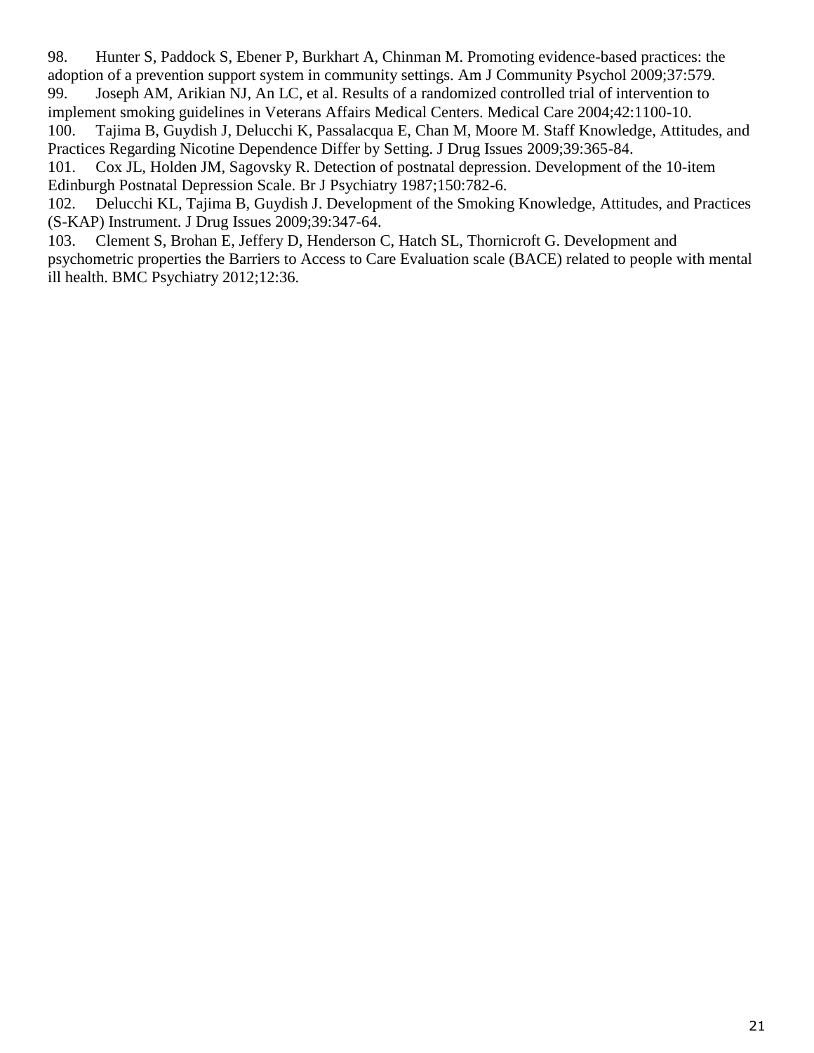98. Hunter S, Paddock S, Ebener P, Burkhart A, Chinman M. Promoting evidence-based practices: the adoption of a prevention support system in community settings. Am J Community Psychol 2009;37:579.

99. Joseph AM, Arikian NJ, An LC, et al. Results of a randomized controlled trial of intervention to implement smoking guidelines in Veterans Affairs Medical Centers. Medical Care 2004;42:1100-10.

100. Tajima B, Guydish J, Delucchi K, Passalacqua E, Chan M, Moore M. Staff Knowledge, Attitudes, and Practices Regarding Nicotine Dependence Differ by Setting. J Drug Issues 2009;39:365-84.

101. Cox JL, Holden JM, Sagovsky R. Detection of postnatal depression. Development of the 10-item Edinburgh Postnatal Depression Scale. Br J Psychiatry 1987;150:782-6.

102. Delucchi KL, Tajima B, Guydish J. Development of the Smoking Knowledge, Attitudes, and Practices (S-KAP) Instrument. J Drug Issues 2009;39:347-64.

103. Clement S, Brohan E, Jeffery D, Henderson C, Hatch SL, Thornicroft G. Development and psychometric properties the Barriers to Access to Care Evaluation scale (BACE) related to people with mental ill health. BMC Psychiatry 2012;12:36.